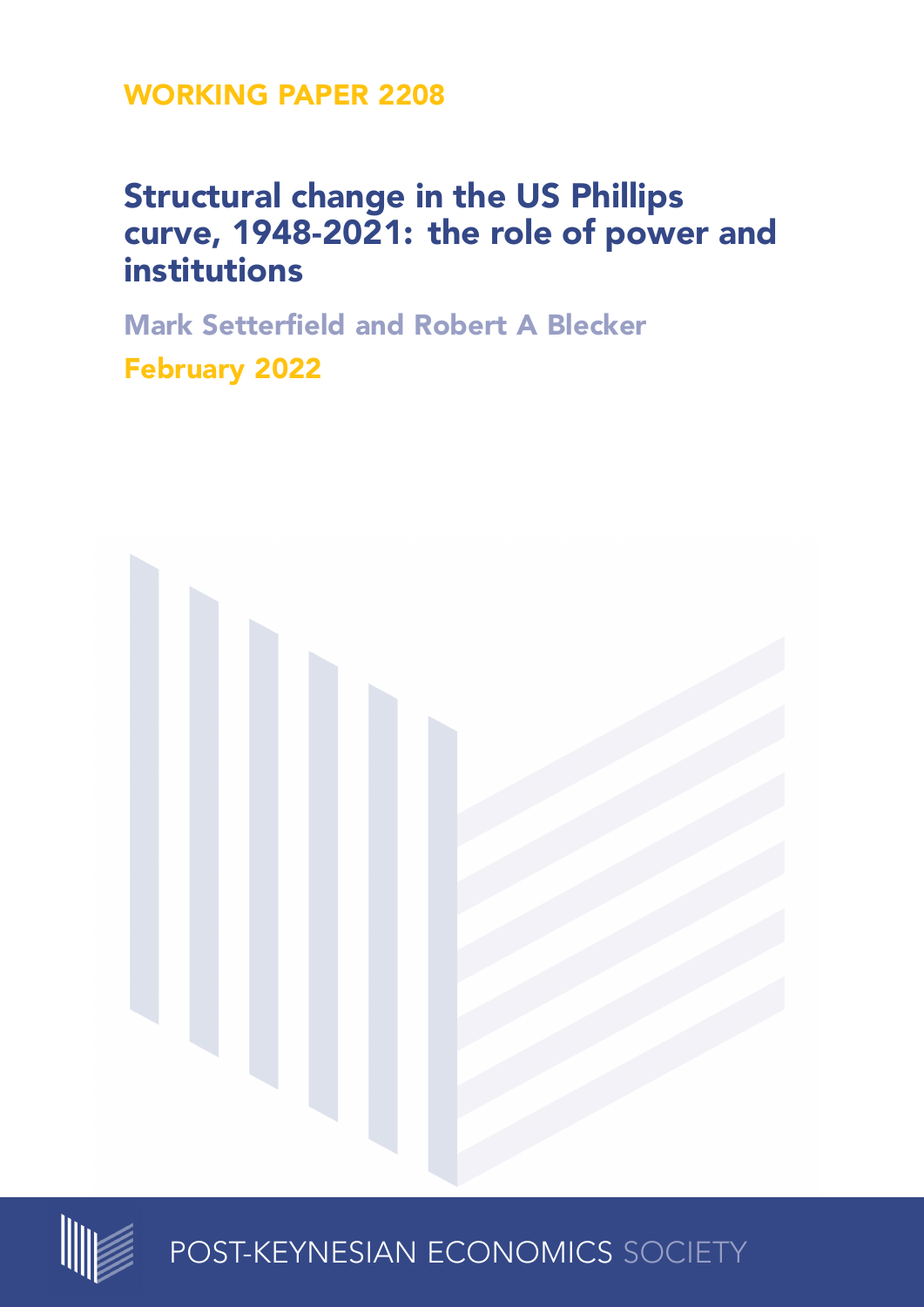WORKING PAPER 2208

# Structural change in the US Phillips curve, 1948-2021: the role of power and institutions

Mark Setterfield and Robert A Blecker

February 2022

POST-KEYNESIAN ECONOMICS SOCIETY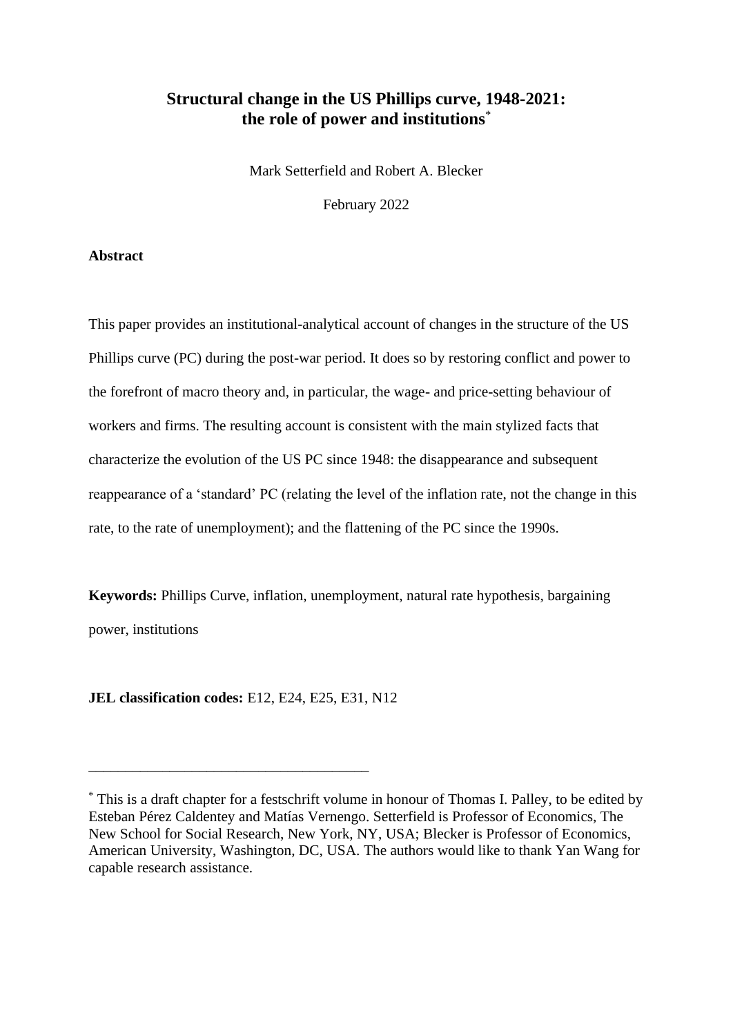# Structural change in the US Phillips curve, 1948-2021: the role of power and institutions[*]

Mark Setterfield and Robert A. Blecker

February 2022

**Abstract**

This paper provides an institutional-analytical account of changes in the structure of the US Phillips curve (PC) during the post-war period. It does so by restoring conflict and power to the forefront of macro theory and, in particular, the wage- and price-setting behaviour of workers and firms. The resulting account is consistent with the main stylized facts that characterize the evolution of the US PC since 1948: the disappearance and subsequent reappearance of a 'standard' PC (relating the level of the inflation rate, not the change in this rate, to the rate of unemployment); and the flattening of the PC since the 1990s.

**Keywords:** Phillips Curve, inflation, unemployment, natural rate hypothesis, bargaining power, institutions

**JEL classification codes:** E12, E24, E25, E31, N12

---

[*] This is a draft chapter for a festschrift volume in honour of Thomas I. Palley, to be edited by Esteban Pérez Caldentey and Matías Vernengo. Setterfield is Professor of Economics, The New School for Social Research, New York, NY, USA; Blecker is Professor of Economics, American University, Washington, DC, USA. The authors would like to thank Yan Wang for capable research assistance.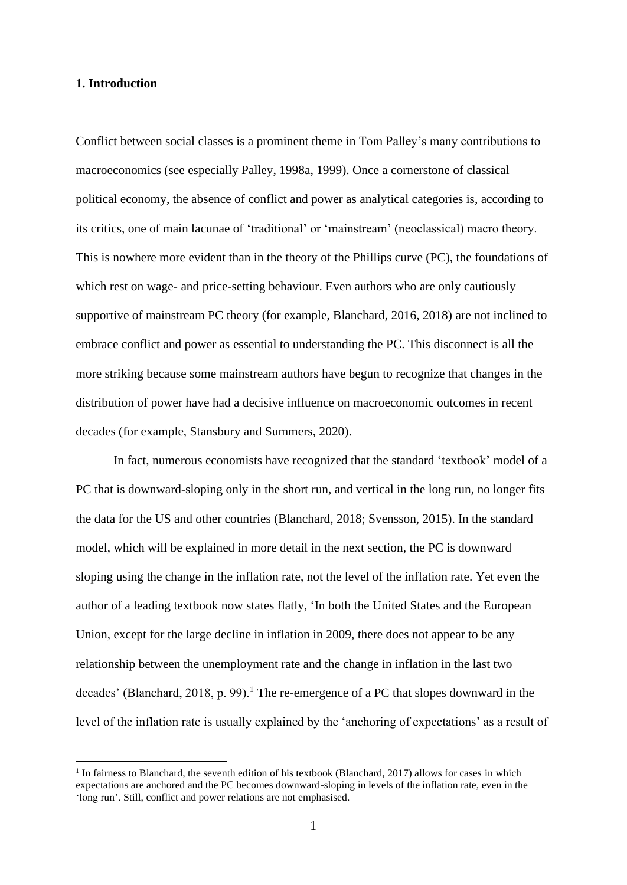## 1. Introduction

Conflict between social classes is a prominent theme in Tom Palley's many contributions to macroeconomics (see especially Palley, 1998a, 1999). Once a cornerstone of classical political economy, the absence of conflict and power as analytical categories is, according to its critics, one of main lacunae of 'traditional' or 'mainstream' (neoclassical) macro theory. This is nowhere more evident than in the theory of the Phillips curve (PC), the foundations of which rest on wage- and price-setting behaviour. Even authors who are only cautiously supportive of mainstream PC theory (for example, Blanchard, 2016, 2018) are not inclined to embrace conflict and power as essential to understanding the PC. This disconnect is all the more striking because some mainstream authors have begun to recognize that changes in the distribution of power have had a decisive influence on macroeconomic outcomes in recent decades (for example, Stansbury and Summers, 2020).

In fact, numerous economists have recognized that the standard 'textbook' model of a PC that is downward-sloping only in the short run, and vertical in the long run, no longer fits the data for the US and other countries (Blanchard, 2018; Svensson, 2015). In the standard model, which will be explained in more detail in the next section, the PC is downward sloping using the change in the inflation rate, not the level of the inflation rate. Yet even the author of a leading textbook now states flatly, 'In both the United States and the European Union, except for the large decline in inflation in 2009, there does not appear to be any relationship between the unemployment rate and the change in inflation in the last two decades' (Blanchard, 2018, p. 99).[1] The re-emergence of a PC that slopes downward in the level of the inflation rate is usually explained by the 'anchoring of expectations' as a result of

[1] In fairness to Blanchard, the seventh edition of his textbook (Blanchard, 2017) allows for cases in which expectations are anchored and the PC becomes downward-sloping in levels of the inflation rate, even in the 'long run'. Still, conflict and power relations are not emphasised.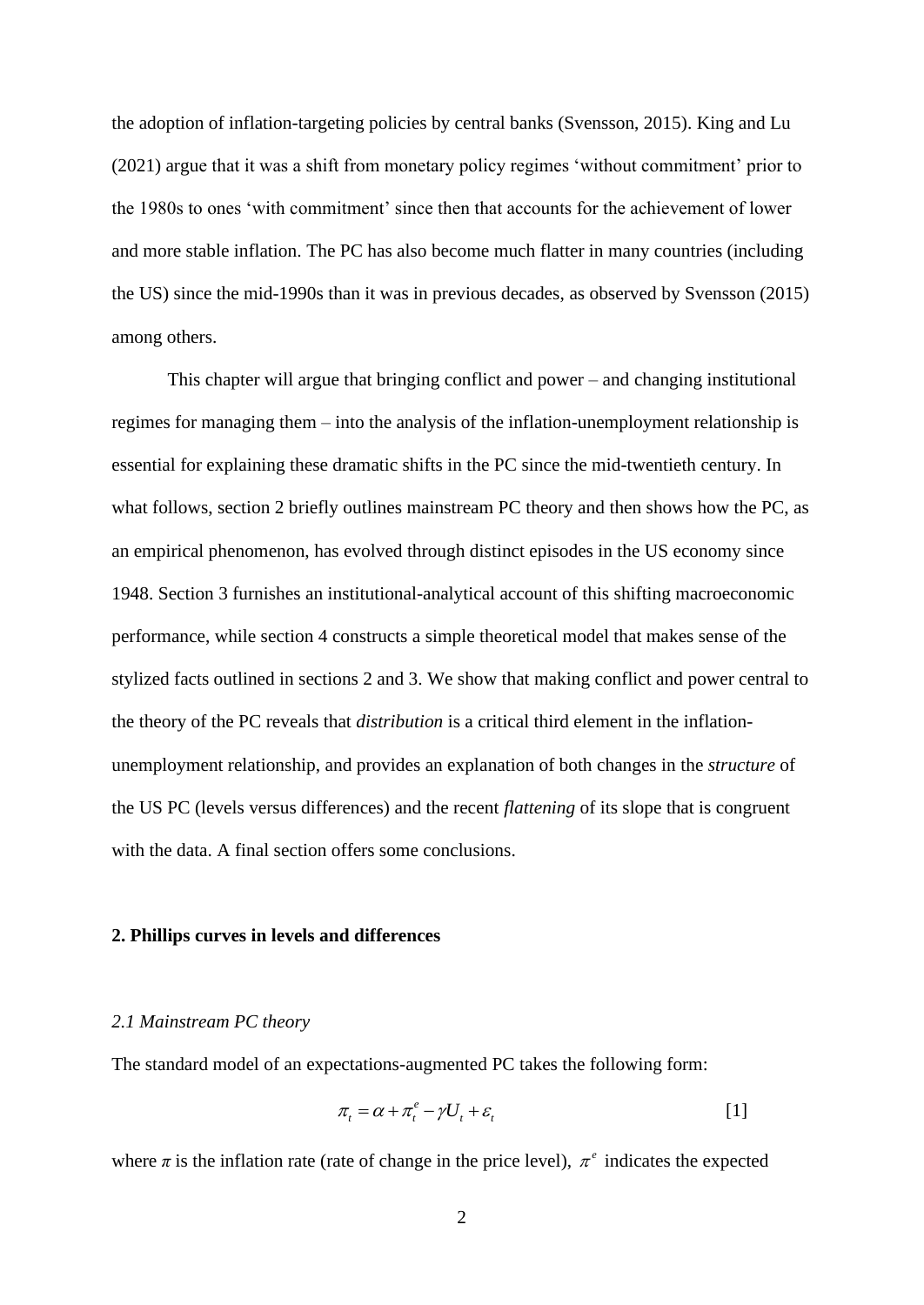the adoption of inflation-targeting policies by central banks (Svensson, 2015). King and Lu (2021) argue that it was a shift from monetary policy regimes 'without commitment' prior to the 1980s to ones 'with commitment' since then that accounts for the achievement of lower and more stable inflation. The PC has also become much flatter in many countries (including the US) since the mid-1990s than it was in previous decades, as observed by Svensson (2015) among others.

This chapter will argue that bringing conflict and power – and changing institutional regimes for managing them – into the analysis of the inflation-unemployment relationship is essential for explaining these dramatic shifts in the PC since the mid-twentieth century. In what follows, section 2 briefly outlines mainstream PC theory and then shows how the PC, as an empirical phenomenon, has evolved through distinct episodes in the US economy since 1948. Section 3 furnishes an institutional-analytical account of this shifting macroeconomic performance, while section 4 constructs a simple theoretical model that makes sense of the stylized facts outlined in sections 2 and 3. We show that making conflict and power central to the theory of the PC reveals that *distribution* is a critical third element in the inflation-unemployment relationship, and provides an explanation of both changes in the *structure* of the US PC (levels versus differences) and the recent *flattening* of its slope that is congruent with the data. A final section offers some conclusions.

## 2. Phillips curves in levels and differences

### *2.1 Mainstream PC theory*

The standard model of an expectations-augmented PC takes the following form:

$$\pi_t = \alpha + \pi_t^e - \gamma U_t + \varepsilon_t \qquad [1]$$

where $\pi$ is the inflation rate (rate of change in the price level), $\pi^e$ indicates the expected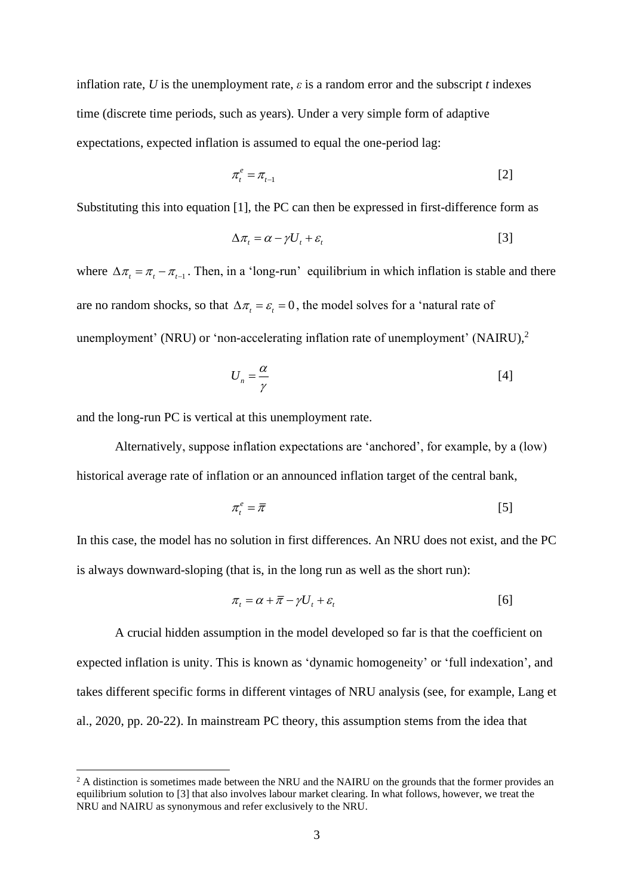inflation rate, $U$ is the unemployment rate, $\varepsilon$ is a random error and the subscript $t$ indexes time (discrete time periods, such as years). Under a very simple form of adaptive expectations, expected inflation is assumed to equal the one-period lag:

$$\pi_t^e = \pi_{t-1} \quad [2]$$

Substituting this into equation [1], the PC can then be expressed in first-difference form as

$$\Delta\pi_t = \alpha - \gamma U_t + \varepsilon_t \quad [3]$$

where $\Delta\pi_t = \pi_t - \pi_{t-1}$. Then, in a 'long-run' equilibrium in which inflation is stable and there are no random shocks, so that $\Delta\pi_t = \varepsilon_t = 0$, the model solves for a 'natural rate of unemployment' (NRU) or 'non-accelerating inflation rate of unemployment' (NAIRU),[2]

$$U_n = \frac{\alpha}{\gamma} \quad [4]$$

and the long-run PC is vertical at this unemployment rate.

Alternatively, suppose inflation expectations are 'anchored', for example, by a (low) historical average rate of inflation or an announced inflation target of the central bank,

$$\pi_t^e = \bar{\pi} \quad [5]$$

In this case, the model has no solution in first differences. An NRU does not exist, and the PC is always downward-sloping (that is, in the long run as well as the short run):

$$\pi_t = \alpha + \bar{\pi} - \gamma U_t + \varepsilon_t \quad [6]$$

A crucial hidden assumption in the model developed so far is that the coefficient on expected inflation is unity. This is known as 'dynamic homogeneity' or 'full indexation', and takes different specific forms in different vintages of NRU analysis (see, for example, Lang et al., 2020, pp. 20-22). In mainstream PC theory, this assumption stems from the idea that

[2] A distinction is sometimes made between the NRU and the NAIRU on the grounds that the former provides an equilibrium solution to [3] that also involves labour market clearing. In what follows, however, we treat the NRU and NAIRU as synonymous and refer exclusively to the NRU.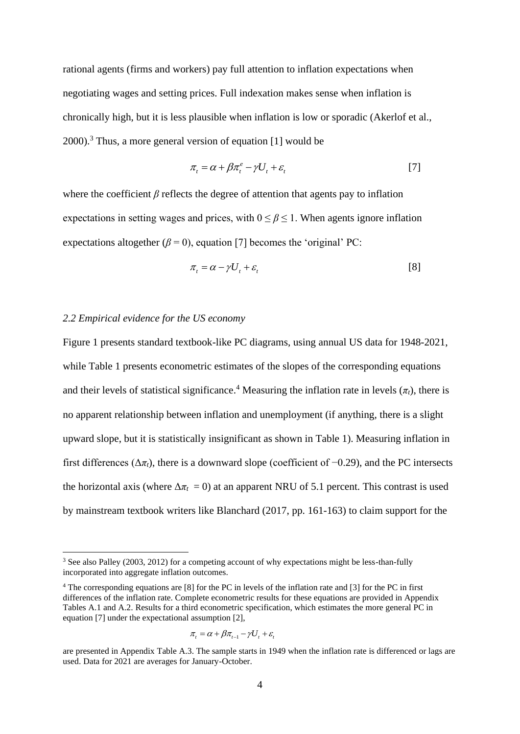rational agents (firms and workers) pay full attention to inflation expectations when negotiating wages and setting prices. Full indexation makes sense when inflation is chronically high, but it is less plausible when inflation is low or sporadic (Akerlof et al., 2000).[3] Thus, a more general version of equation [1] would be

$$\pi_t = \alpha + \beta \pi_t^e - \gamma U_t + \varepsilon_t \qquad [7]$$

where the coefficient $\beta$ reflects the degree of attention that agents pay to inflation expectations in setting wages and prices, with $0 \leq \beta \leq 1$. When agents ignore inflation expectations altogether ($\beta = 0$), equation [7] becomes the 'original' PC:

$$\pi_t = \alpha - \gamma U_t + \varepsilon_t \qquad [8]$$

### *2.2 Empirical evidence for the US economy*

Figure 1 presents standard textbook-like PC diagrams, using annual US data for 1948-2021, while Table 1 presents econometric estimates of the slopes of the corresponding equations and their levels of statistical significance.[4] Measuring the inflation rate in levels ($\pi_t$), there is no apparent relationship between inflation and unemployment (if anything, there is a slight upward slope, but it is statistically insignificant as shown in Table 1). Measuring inflation in first differences ($\Delta\pi_t$), there is a downward slope (coefficient of −0.29), and the PC intersects the horizontal axis (where $\Delta\pi_t = 0$) at an apparent NRU of 5.1 percent. This contrast is used by mainstream textbook writers like Blanchard (2017, pp. 161-163) to claim support for the

---

[3] See also Palley (2003, 2012) for a competing account of why expectations might be less-than-fully incorporated into aggregate inflation outcomes.

[4] The corresponding equations are [8] for the PC in levels of the inflation rate and [3] for the PC in first differences of the inflation rate. Complete econometric results for these equations are provided in Appendix Tables A.1 and A.2. Results for a third econometric specification, which estimates the more general PC in equation [7] under the expectational assumption [2],

$$\pi_t = \alpha + \beta \pi_{t-1} - \gamma U_t + \varepsilon_t$$

are presented in Appendix Table A.3. The sample starts in 1949 when the inflation rate is differenced or lags are used. Data for 2021 are averages for January-October.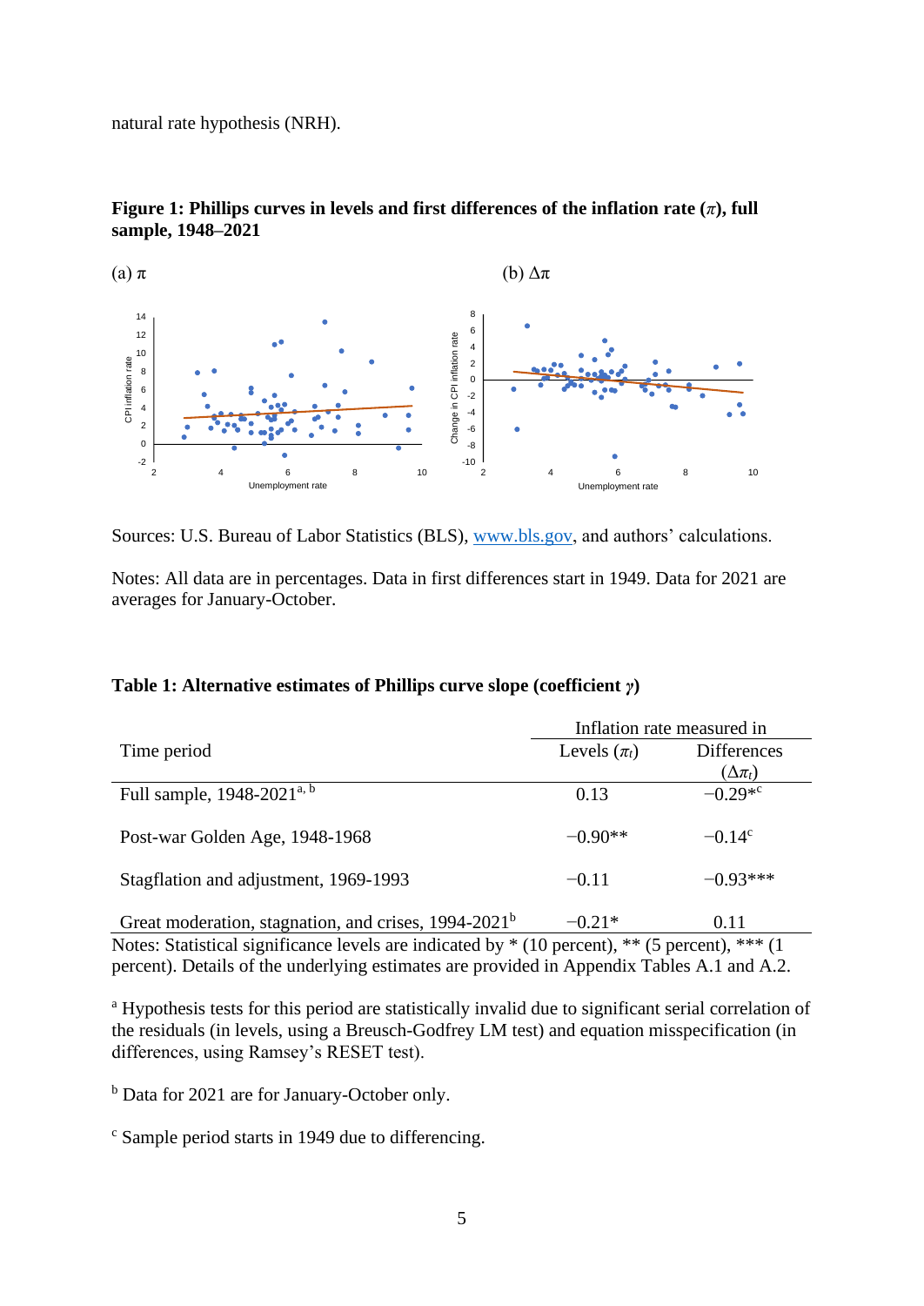natural rate hypothesis (NRH).

**Figure 1: Phillips curves in levels and first differences of the inflation rate ($\pi$), full sample, 1948–2021**

(a) $\pi$

(b) $\Delta\pi$

Sources: U.S. Bureau of Labor Statistics (BLS), www.bls.gov, and authors' calculations.

Notes: All data are in percentages. Data in first differences start in 1949. Data for 2021 are averages for January-October.

**Table 1: Alternative estimates of Phillips curve slope (coefficient $\gamma$)**

| Time period | Inflation rate measured in | |
|---|---|---|
| | Levels ($\pi_t$) | Differences ($\Delta\pi_t$) |
| Full sample, 1948-2021[a, b] | 0.13 | −0.29*[c] |
| Post-war Golden Age, 1948-1968 | −0.90** | −0.14[c] |
| Stagflation and adjustment, 1969-1993 | −0.11 | −0.93*** |
| Great moderation, stagnation, and crises, 1994-2021[b] | −0.21* | 0.11 |

Notes: Statistical significance levels are indicated by * (10 percent), ** (5 percent), *** (1 percent). Details of the underlying estimates are provided in Appendix Tables A.1 and A.2.

[a] Hypothesis tests for this period are statistically invalid due to significant serial correlation of the residuals (in levels, using a Breusch-Godfrey LM test) and equation misspecification (in differences, using Ramsey's RESET test).

[b] Data for 2021 are for January-October only.

[c] Sample period starts in 1949 due to differencing.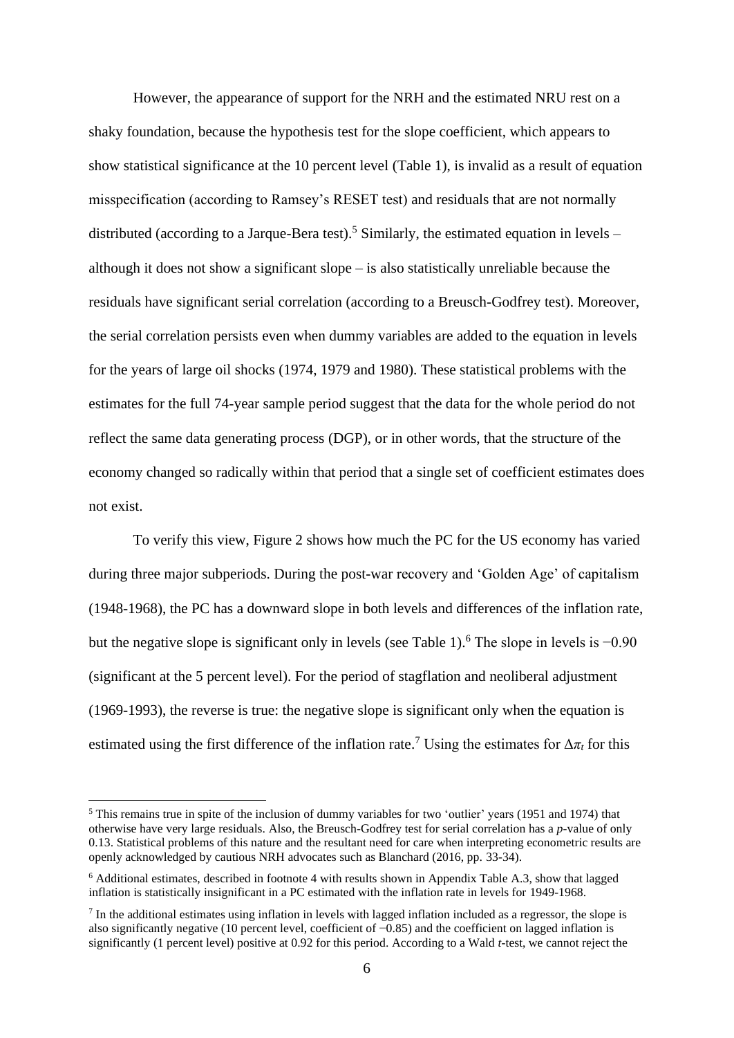However, the appearance of support for the NRH and the estimated NRU rest on a shaky foundation, because the hypothesis test for the slope coefficient, which appears to show statistical significance at the 10 percent level (Table 1), is invalid as a result of equation misspecification (according to Ramsey's RESET test) and residuals that are not normally distributed (according to a Jarque-Bera test).[5] Similarly, the estimated equation in levels – although it does not show a significant slope – is also statistically unreliable because the residuals have significant serial correlation (according to a Breusch-Godfrey test). Moreover, the serial correlation persists even when dummy variables are added to the equation in levels for the years of large oil shocks (1974, 1979 and 1980). These statistical problems with the estimates for the full 74-year sample period suggest that the data for the whole period do not reflect the same data generating process (DGP), or in other words, that the structure of the economy changed so radically within that period that a single set of coefficient estimates does not exist.

To verify this view, Figure 2 shows how much the PC for the US economy has varied during three major subperiods. During the post-war recovery and 'Golden Age' of capitalism (1948-1968), the PC has a downward slope in both levels and differences of the inflation rate, but the negative slope is significant only in levels (see Table 1).[6] The slope in levels is −0.90 (significant at the 5 percent level). For the period of stagflation and neoliberal adjustment (1969-1993), the reverse is true: the negative slope is significant only when the equation is estimated using the first difference of the inflation rate.[7] Using the estimates for $\Delta\pi_t$ for this

---

[5] This remains true in spite of the inclusion of dummy variables for two 'outlier' years (1951 and 1974) that otherwise have very large residuals. Also, the Breusch-Godfrey test for serial correlation has a *p*-value of only 0.13. Statistical problems of this nature and the resultant need for care when interpreting econometric results are openly acknowledged by cautious NRH advocates such as Blanchard (2016, pp. 33-34).

[6] Additional estimates, described in footnote 4 with results shown in Appendix Table A.3, show that lagged inflation is statistically insignificant in a PC estimated with the inflation rate in levels for 1949-1968.

[7] In the additional estimates using inflation in levels with lagged inflation included as a regressor, the slope is also significantly negative (10 percent level, coefficient of −0.85) and the coefficient on lagged inflation is significantly (1 percent level) positive at 0.92 for this period. According to a Wald *t*-test, we cannot reject the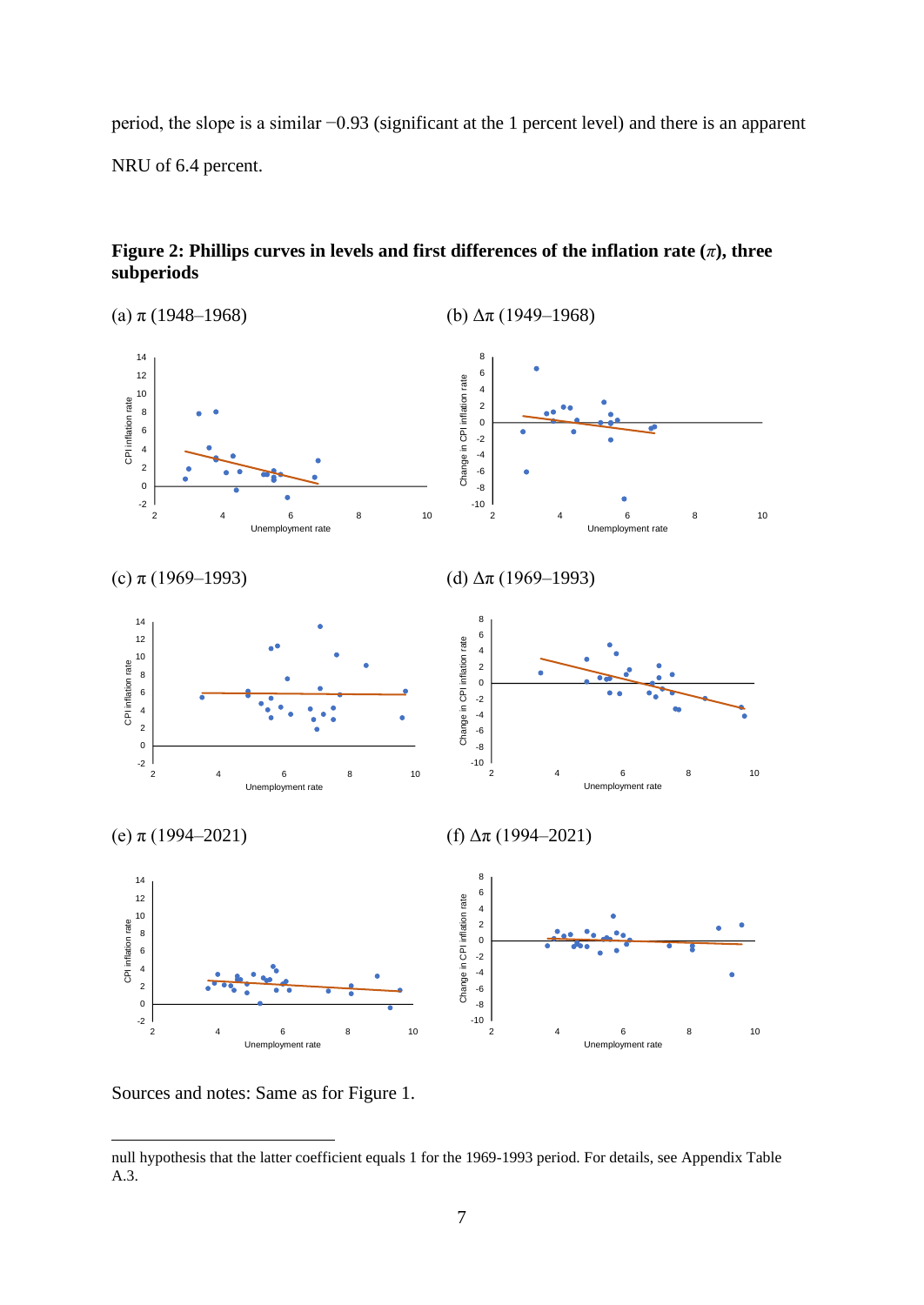period, the slope is a similar −0.93 (significant at the 1 percent level) and there is an apparent NRU of 6.4 percent.

**Figure 2: Phillips curves in levels and first differences of the inflation rate ($\pi$), three subperiods**

(a) $\pi$ (1948–1968)

(b) $\Delta\pi$ (1949–1968)

(c) $\pi$ (1969–1993)

(d) $\Delta\pi$ (1969–1993)

(e) $\pi$ (1994–2021)

(f) $\Delta\pi$ (1994–2021)

Sources and notes: Same as for Figure 1.

---

null hypothesis that the latter coefficient equals 1 for the 1969-1993 period. For details, see Appendix Table A.3.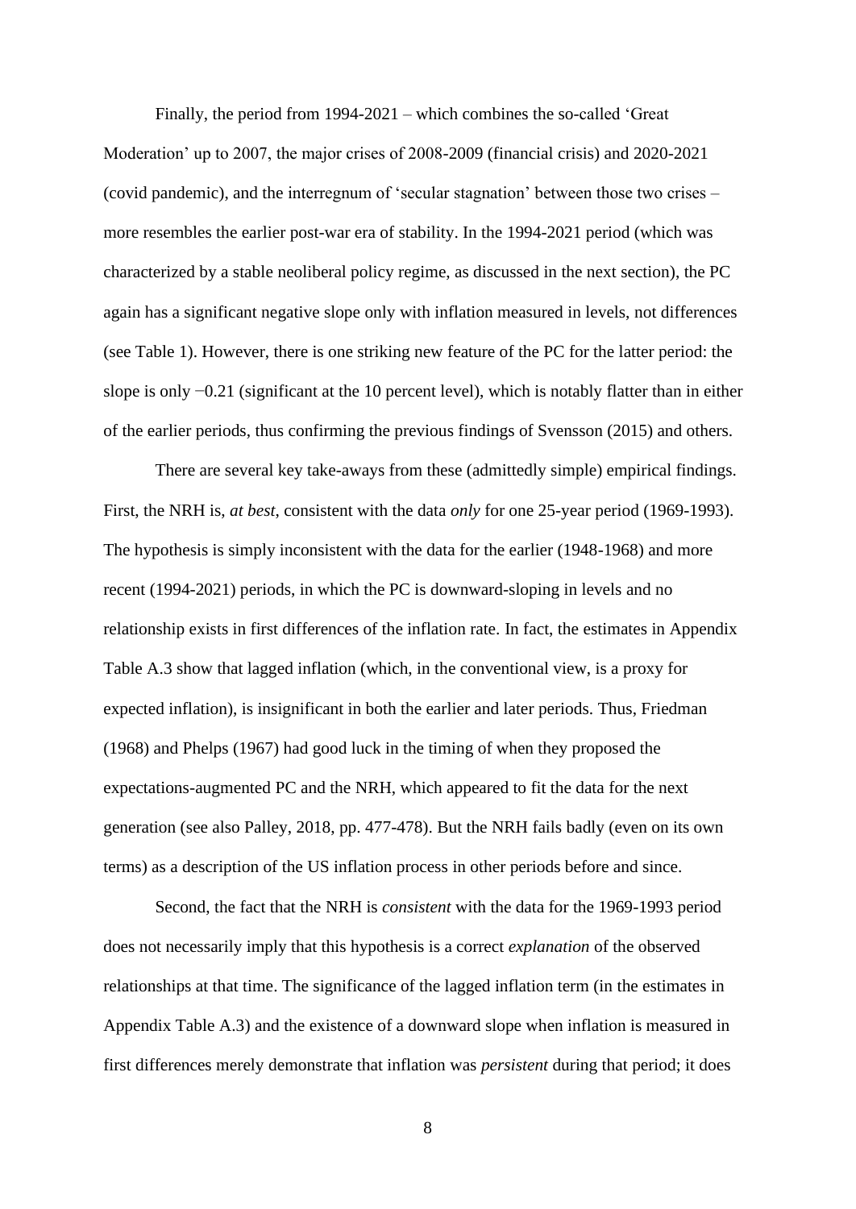Finally, the period from 1994-2021 – which combines the so-called 'Great Moderation' up to 2007, the major crises of 2008-2009 (financial crisis) and 2020-2021 (covid pandemic), and the interregnum of 'secular stagnation' between those two crises – more resembles the earlier post-war era of stability. In the 1994-2021 period (which was characterized by a stable neoliberal policy regime, as discussed in the next section), the PC again has a significant negative slope only with inflation measured in levels, not differences (see Table 1). However, there is one striking new feature of the PC for the latter period: the slope is only −0.21 (significant at the 10 percent level), which is notably flatter than in either of the earlier periods, thus confirming the previous findings of Svensson (2015) and others.

There are several key take-aways from these (admittedly simple) empirical findings. First, the NRH is, *at best*, consistent with the data *only* for one 25-year period (1969-1993). The hypothesis is simply inconsistent with the data for the earlier (1948-1968) and more recent (1994-2021) periods, in which the PC is downward-sloping in levels and no relationship exists in first differences of the inflation rate. In fact, the estimates in Appendix Table A.3 show that lagged inflation (which, in the conventional view, is a proxy for expected inflation), is insignificant in both the earlier and later periods. Thus, Friedman (1968) and Phelps (1967) had good luck in the timing of when they proposed the expectations-augmented PC and the NRH, which appeared to fit the data for the next generation (see also Palley, 2018, pp. 477-478). But the NRH fails badly (even on its own terms) as a description of the US inflation process in other periods before and since.

Second, the fact that the NRH is *consistent* with the data for the 1969-1993 period does not necessarily imply that this hypothesis is a correct *explanation* of the observed relationships at that time. The significance of the lagged inflation term (in the estimates in Appendix Table A.3) and the existence of a downward slope when inflation is measured in first differences merely demonstrate that inflation was *persistent* during that period; it does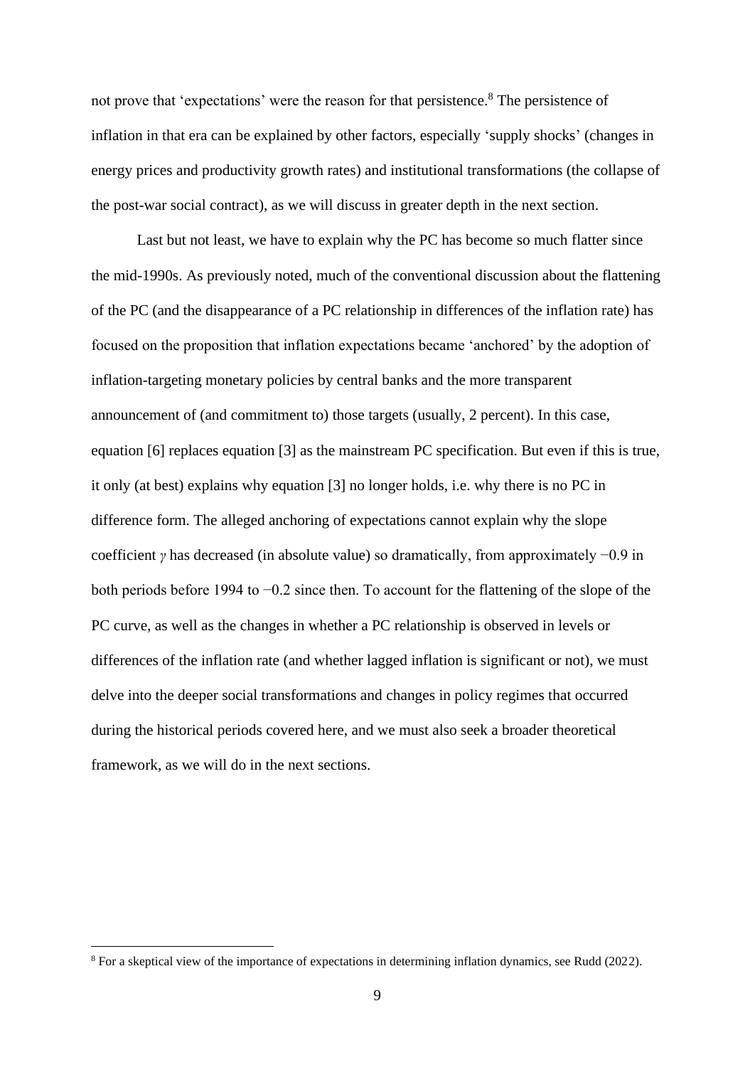not prove that 'expectations' were the reason for that persistence.[8] The persistence of inflation in that era can be explained by other factors, especially 'supply shocks' (changes in energy prices and productivity growth rates) and institutional transformations (the collapse of the post-war social contract), as we will discuss in greater depth in the next section.

Last but not least, we have to explain why the PC has become so much flatter since the mid-1990s. As previously noted, much of the conventional discussion about the flattening of the PC (and the disappearance of a PC relationship in differences of the inflation rate) has focused on the proposition that inflation expectations became 'anchored' by the adoption of inflation-targeting monetary policies by central banks and the more transparent announcement of (and commitment to) those targets (usually, 2 percent). In this case, equation [6] replaces equation [3] as the mainstream PC specification. But even if this is true, it only (at best) explains why equation [3] no longer holds, i.e. why there is no PC in difference form. The alleged anchoring of expectations cannot explain why the slope coefficient $\gamma$ has decreased (in absolute value) so dramatically, from approximately −0.9 in both periods before 1994 to −0.2 since then. To account for the flattening of the slope of the PC curve, as well as the changes in whether a PC relationship is observed in levels or differences of the inflation rate (and whether lagged inflation is significant or not), we must delve into the deeper social transformations and changes in policy regimes that occurred during the historical periods covered here, and we must also seek a broader theoretical framework, as we will do in the next sections.

[8] For a skeptical view of the importance of expectations in determining inflation dynamics, see Rudd (2022).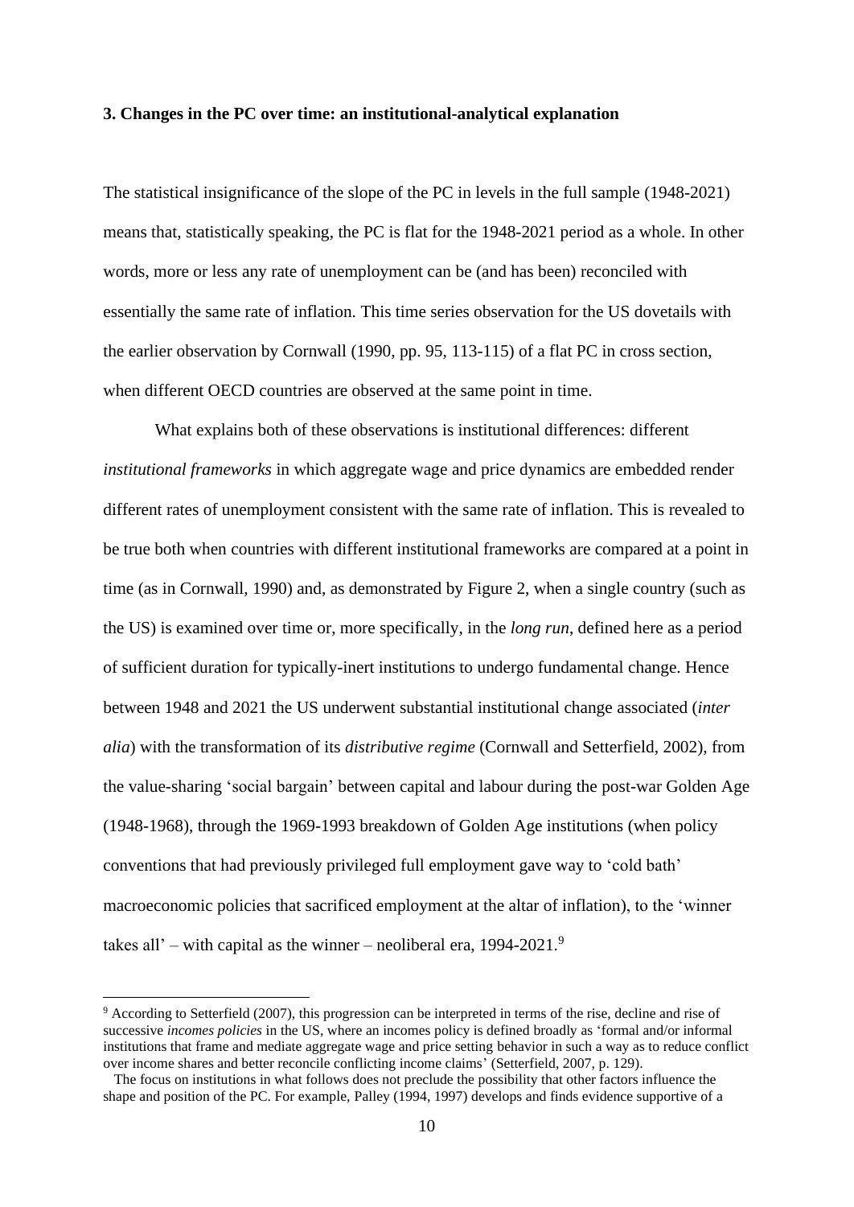### 3. Changes in the PC over time: an institutional-analytical explanation

The statistical insignificance of the slope of the PC in levels in the full sample (1948-2021) means that, statistically speaking, the PC is flat for the 1948-2021 period as a whole. In other words, more or less any rate of unemployment can be (and has been) reconciled with essentially the same rate of inflation. This time series observation for the US dovetails with the earlier observation by Cornwall (1990, pp. 95, 113-115) of a flat PC in cross section, when different OECD countries are observed at the same point in time.

What explains both of these observations is institutional differences: different *institutional frameworks* in which aggregate wage and price dynamics are embedded render different rates of unemployment consistent with the same rate of inflation. This is revealed to be true both when countries with different institutional frameworks are compared at a point in time (as in Cornwall, 1990) and, as demonstrated by Figure 2, when a single country (such as the US) is examined over time or, more specifically, in the *long run*, defined here as a period of sufficient duration for typically-inert institutions to undergo fundamental change. Hence between 1948 and 2021 the US underwent substantial institutional change associated (*inter alia*) with the transformation of its *distributive regime* (Cornwall and Setterfield, 2002), from the value-sharing 'social bargain' between capital and labour during the post-war Golden Age (1948-1968), through the 1969-1993 breakdown of Golden Age institutions (when policy conventions that had previously privileged full employment gave way to 'cold bath' macroeconomic policies that sacrificed employment at the altar of inflation), to the 'winner takes all' – with capital as the winner – neoliberal era, 1994-2021.[9]

[9] According to Setterfield (2007), this progression can be interpreted in terms of the rise, decline and rise of successive *incomes policies* in the US, where an incomes policy is defined broadly as 'formal and/or informal institutions that frame and mediate aggregate wage and price setting behavior in such a way as to reduce conflict over income shares and better reconcile conflicting income claims' (Setterfield, 2007, p. 129).

The focus on institutions in what follows does not preclude the possibility that other factors influence the shape and position of the PC. For example, Palley (1994, 1997) develops and finds evidence supportive of a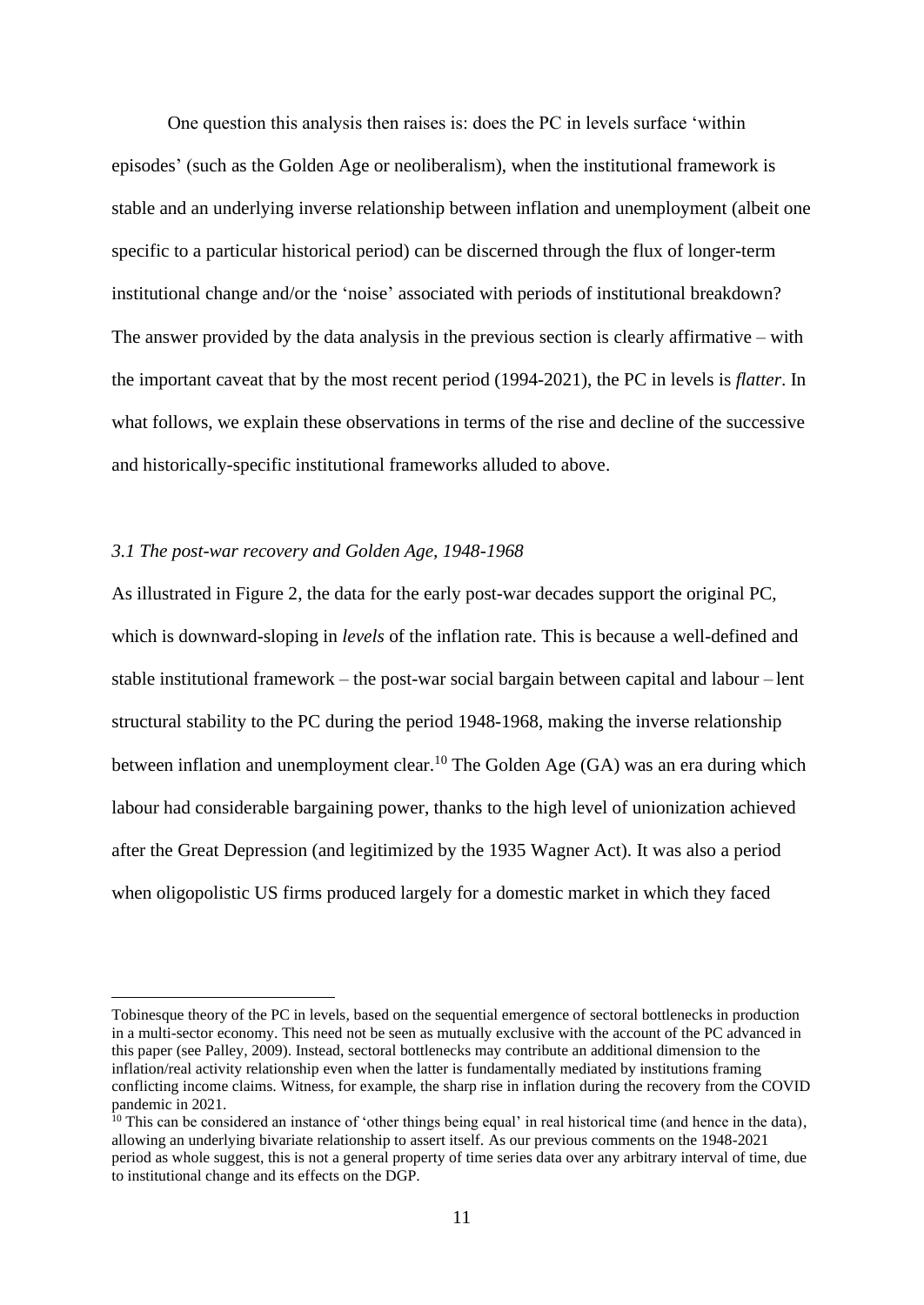One question this analysis then raises is: does the PC in levels surface 'within episodes' (such as the Golden Age or neoliberalism), when the institutional framework is stable and an underlying inverse relationship between inflation and unemployment (albeit one specific to a particular historical period) can be discerned through the flux of longer-term institutional change and/or the 'noise' associated with periods of institutional breakdown? The answer provided by the data analysis in the previous section is clearly affirmative – with the important caveat that by the most recent period (1994-2021), the PC in levels is *flatter*. In what follows, we explain these observations in terms of the rise and decline of the successive and historically-specific institutional frameworks alluded to above.

### *3.1 The post-war recovery and Golden Age, 1948-1968*

As illustrated in Figure 2, the data for the early post-war decades support the original PC, which is downward-sloping in *levels* of the inflation rate. This is because a well-defined and stable institutional framework – the post-war social bargain between capital and labour – lent structural stability to the PC during the period 1948-1968, making the inverse relationship between inflation and unemployment clear.[10] The Golden Age (GA) was an era during which labour had considerable bargaining power, thanks to the high level of unionization achieved after the Great Depression (and legitimized by the 1935 Wagner Act). It was also a period when oligopolistic US firms produced largely for a domestic market in which they faced

---

Tobinesque theory of the PC in levels, based on the sequential emergence of sectoral bottlenecks in production in a multi-sector economy. This need not be seen as mutually exclusive with the account of the PC advanced in this paper (see Palley, 2009). Instead, sectoral bottlenecks may contribute an additional dimension to the inflation/real activity relationship even when the latter is fundamentally mediated by institutions framing conflicting income claims. Witness, for example, the sharp rise in inflation during the recovery from the COVID pandemic in 2021.

[10] This can be considered an instance of 'other things being equal' in real historical time (and hence in the data), allowing an underlying bivariate relationship to assert itself. As our previous comments on the 1948-2021 period as whole suggest, this is not a general property of time series data over any arbitrary interval of time, due to institutional change and its effects on the DGP.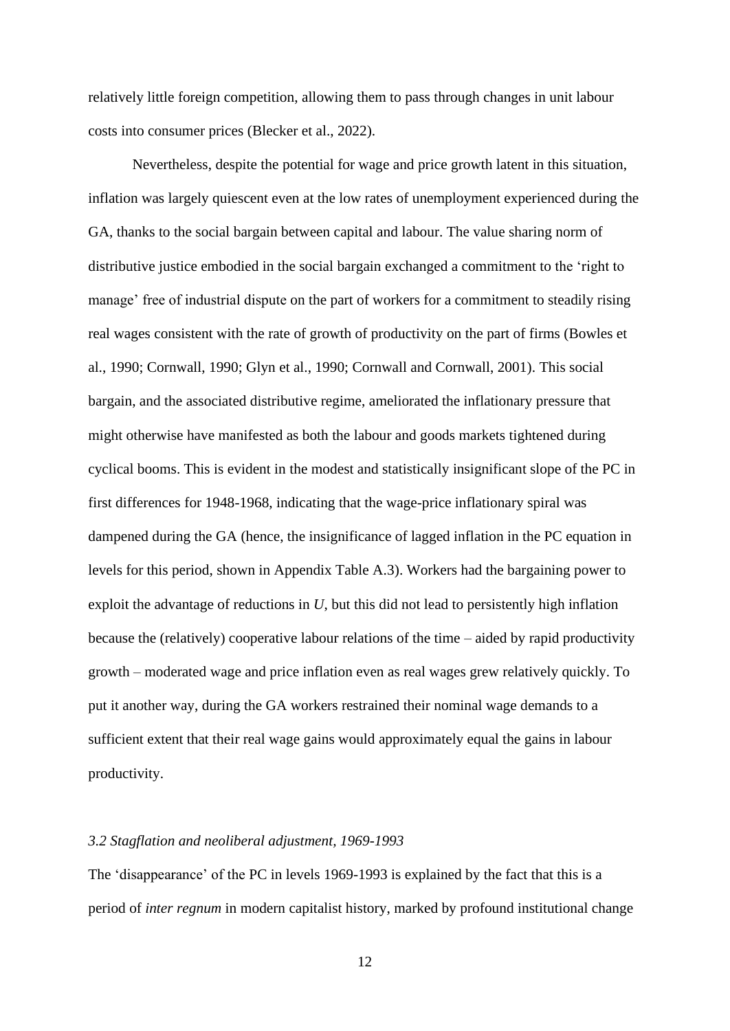relatively little foreign competition, allowing them to pass through changes in unit labour costs into consumer prices (Blecker et al., 2022).

Nevertheless, despite the potential for wage and price growth latent in this situation, inflation was largely quiescent even at the low rates of unemployment experienced during the GA, thanks to the social bargain between capital and labour. The value sharing norm of distributive justice embodied in the social bargain exchanged a commitment to the 'right to manage' free of industrial dispute on the part of workers for a commitment to steadily rising real wages consistent with the rate of growth of productivity on the part of firms (Bowles et al., 1990; Cornwall, 1990; Glyn et al., 1990; Cornwall and Cornwall, 2001). This social bargain, and the associated distributive regime, ameliorated the inflationary pressure that might otherwise have manifested as both the labour and goods markets tightened during cyclical booms. This is evident in the modest and statistically insignificant slope of the PC in first differences for 1948-1968, indicating that the wage-price inflationary spiral was dampened during the GA (hence, the insignificance of lagged inflation in the PC equation in levels for this period, shown in Appendix Table A.3). Workers had the bargaining power to exploit the advantage of reductions in $U$, but this did not lead to persistently high inflation because the (relatively) cooperative labour relations of the time – aided by rapid productivity growth – moderated wage and price inflation even as real wages grew relatively quickly. To put it another way, during the GA workers restrained their nominal wage demands to a sufficient extent that their real wage gains would approximately equal the gains in labour productivity.

### *3.2 Stagflation and neoliberal adjustment, 1969-1993*

The 'disappearance' of the PC in levels 1969-1993 is explained by the fact that this is a period of *inter regnum* in modern capitalist history, marked by profound institutional change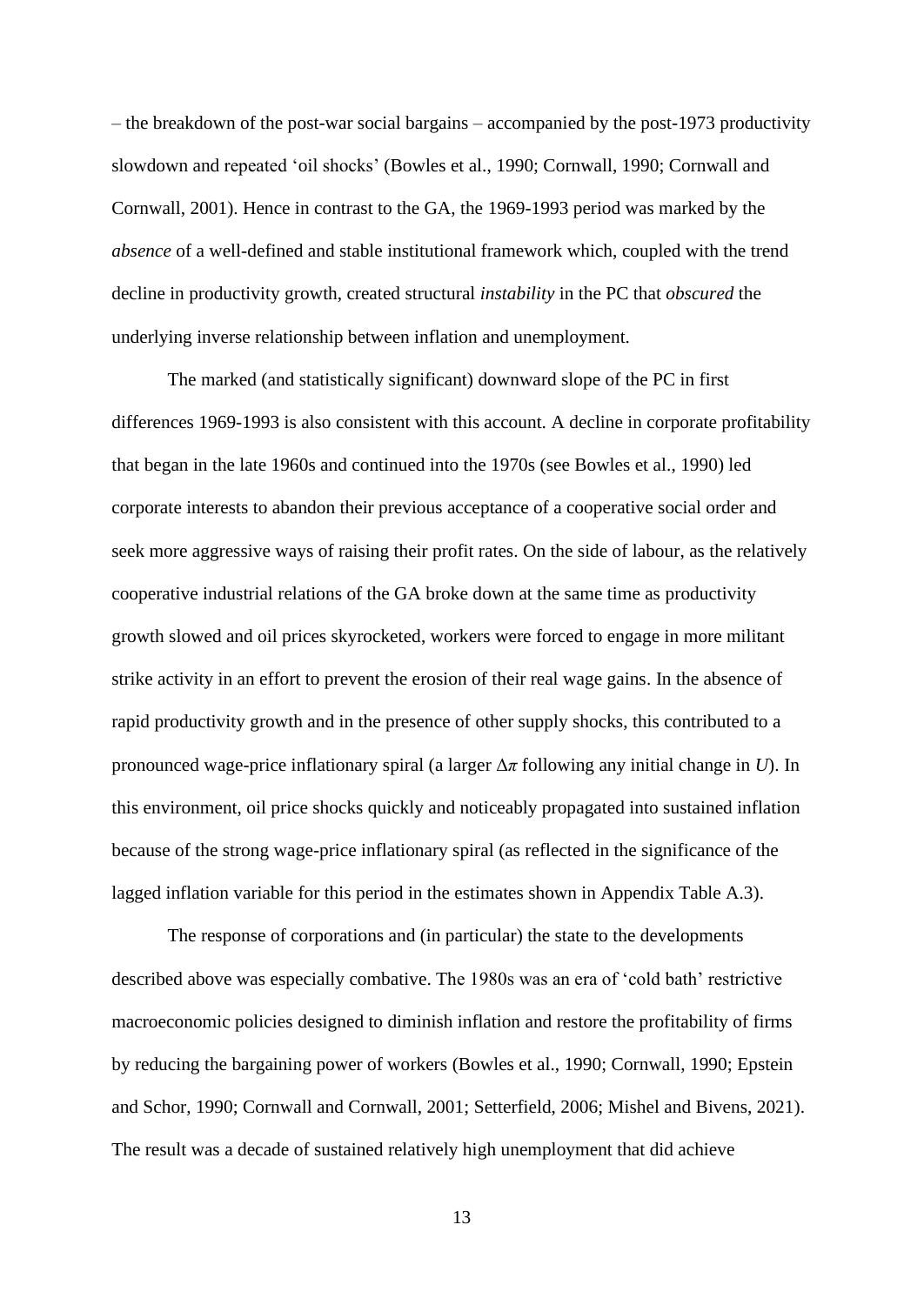– the breakdown of the post-war social bargains – accompanied by the post-1973 productivity slowdown and repeated 'oil shocks' (Bowles et al., 1990; Cornwall, 1990; Cornwall and Cornwall, 2001). Hence in contrast to the GA, the 1969-1993 period was marked by the *absence* of a well-defined and stable institutional framework which, coupled with the trend decline in productivity growth, created structural *instability* in the PC that *obscured* the underlying inverse relationship between inflation and unemployment.

The marked (and statistically significant) downward slope of the PC in first differences 1969-1993 is also consistent with this account. A decline in corporate profitability that began in the late 1960s and continued into the 1970s (see Bowles et al., 1990) led corporate interests to abandon their previous acceptance of a cooperative social order and seek more aggressive ways of raising their profit rates. On the side of labour, as the relatively cooperative industrial relations of the GA broke down at the same time as productivity growth slowed and oil prices skyrocketed, workers were forced to engage in more militant strike activity in an effort to prevent the erosion of their real wage gains. In the absence of rapid productivity growth and in the presence of other supply shocks, this contributed to a pronounced wage-price inflationary spiral (a larger $\Delta\pi$ following any initial change in $U$). In this environment, oil price shocks quickly and noticeably propagated into sustained inflation because of the strong wage-price inflationary spiral (as reflected in the significance of the lagged inflation variable for this period in the estimates shown in Appendix Table A.3).

The response of corporations and (in particular) the state to the developments described above was especially combative. The 1980s was an era of 'cold bath' restrictive macroeconomic policies designed to diminish inflation and restore the profitability of firms by reducing the bargaining power of workers (Bowles et al., 1990; Cornwall, 1990; Epstein and Schor, 1990; Cornwall and Cornwall, 2001; Setterfield, 2006; Mishel and Bivens, 2021). The result was a decade of sustained relatively high unemployment that did achieve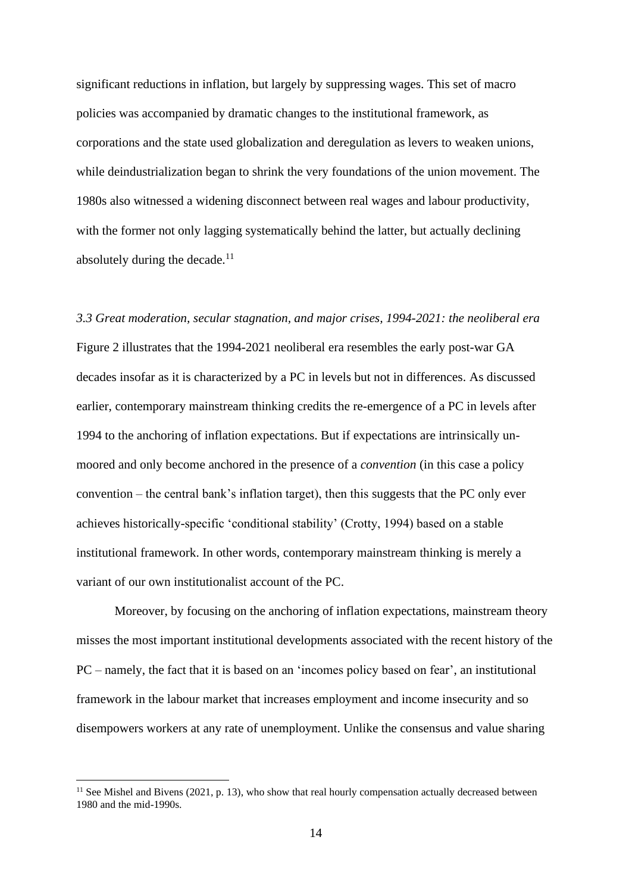significant reductions in inflation, but largely by suppressing wages. This set of macro policies was accompanied by dramatic changes to the institutional framework, as corporations and the state used globalization and deregulation as levers to weaken unions, while deindustrialization began to shrink the very foundations of the union movement. The 1980s also witnessed a widening disconnect between real wages and labour productivity, with the former not only lagging systematically behind the latter, but actually declining absolutely during the decade.[11]

### *3.3 Great moderation, secular stagnation, and major crises, 1994-2021: the neoliberal era*

Figure 2 illustrates that the 1994-2021 neoliberal era resembles the early post-war GA decades insofar as it is characterized by a PC in levels but not in differences. As discussed earlier, contemporary mainstream thinking credits the re-emergence of a PC in levels after 1994 to the anchoring of inflation expectations. But if expectations are intrinsically unmoored and only become anchored in the presence of a *convention* (in this case a policy convention – the central bank's inflation target), then this suggests that the PC only ever achieves historically-specific 'conditional stability' (Crotty, 1994) based on a stable institutional framework. In other words, contemporary mainstream thinking is merely a variant of our own institutionalist account of the PC.

Moreover, by focusing on the anchoring of inflation expectations, mainstream theory misses the most important institutional developments associated with the recent history of the PC – namely, the fact that it is based on an 'incomes policy based on fear', an institutional framework in the labour market that increases employment and income insecurity and so disempowers workers at any rate of unemployment. Unlike the consensus and value sharing

[11] See Mishel and Bivens (2021, p. 13), who show that real hourly compensation actually decreased between 1980 and the mid-1990s.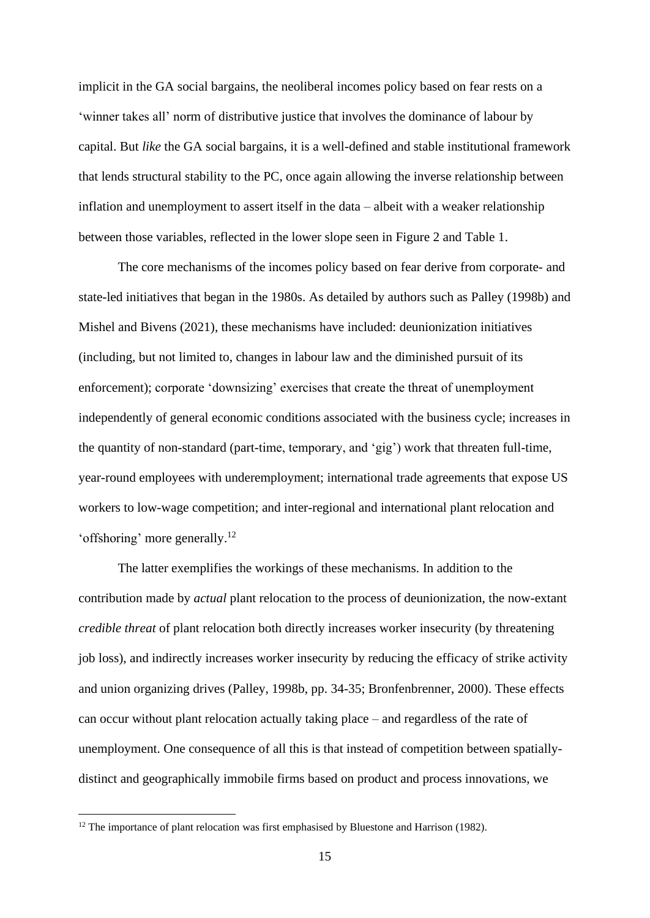implicit in the GA social bargains, the neoliberal incomes policy based on fear rests on a 'winner takes all' norm of distributive justice that involves the dominance of labour by capital. But *like* the GA social bargains, it is a well-defined and stable institutional framework that lends structural stability to the PC, once again allowing the inverse relationship between inflation and unemployment to assert itself in the data – albeit with a weaker relationship between those variables, reflected in the lower slope seen in Figure 2 and Table 1.

The core mechanisms of the incomes policy based on fear derive from corporate- and state-led initiatives that began in the 1980s. As detailed by authors such as Palley (1998b) and Mishel and Bivens (2021), these mechanisms have included: deunionization initiatives (including, but not limited to, changes in labour law and the diminished pursuit of its enforcement); corporate 'downsizing' exercises that create the threat of unemployment independently of general economic conditions associated with the business cycle; increases in the quantity of non-standard (part-time, temporary, and 'gig') work that threaten full-time, year-round employees with underemployment; international trade agreements that expose US workers to low-wage competition; and inter-regional and international plant relocation and 'offshoring' more generally.[12]

The latter exemplifies the workings of these mechanisms. In addition to the contribution made by *actual* plant relocation to the process of deunionization, the now-extant *credible threat* of plant relocation both directly increases worker insecurity (by threatening job loss), and indirectly increases worker insecurity by reducing the efficacy of strike activity and union organizing drives (Palley, 1998b, pp. 34-35; Bronfenbrenner, 2000). These effects can occur without plant relocation actually taking place – and regardless of the rate of unemployment. One consequence of all this is that instead of competition between spatially-distinct and geographically immobile firms based on product and process innovations, we

[12] The importance of plant relocation was first emphasised by Bluestone and Harrison (1982).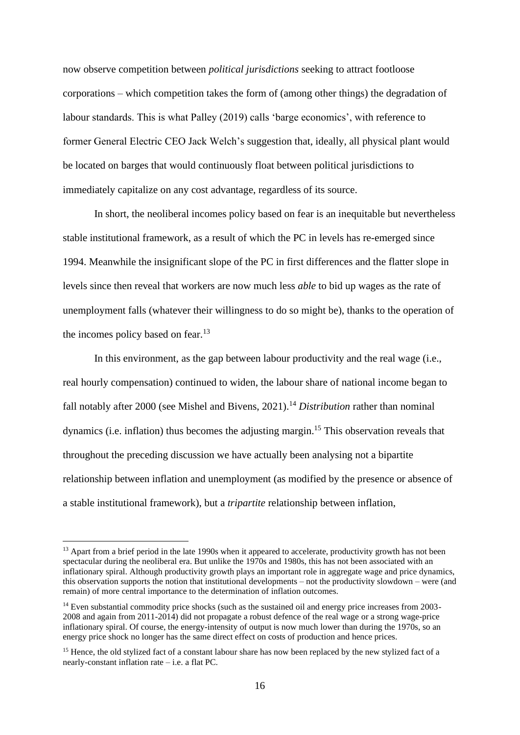now observe competition between *political jurisdictions* seeking to attract footloose corporations – which competition takes the form of (among other things) the degradation of labour standards. This is what Palley (2019) calls 'barge economics', with reference to former General Electric CEO Jack Welch's suggestion that, ideally, all physical plant would be located on barges that would continuously float between political jurisdictions to immediately capitalize on any cost advantage, regardless of its source.

In short, the neoliberal incomes policy based on fear is an inequitable but nevertheless stable institutional framework, as a result of which the PC in levels has re-emerged since 1994. Meanwhile the insignificant slope of the PC in first differences and the flatter slope in levels since then reveal that workers are now much less *able* to bid up wages as the rate of unemployment falls (whatever their willingness to do so might be), thanks to the operation of the incomes policy based on fear.[13]

In this environment, as the gap between labour productivity and the real wage (i.e., real hourly compensation) continued to widen, the labour share of national income began to fall notably after 2000 (see Mishel and Bivens, 2021).[14] *Distribution* rather than nominal dynamics (i.e. inflation) thus becomes the adjusting margin.[15] This observation reveals that throughout the preceding discussion we have actually been analysing not a bipartite relationship between inflation and unemployment (as modified by the presence or absence of a stable institutional framework), but a *tripartite* relationship between inflation,

---

[13] Apart from a brief period in the late 1990s when it appeared to accelerate, productivity growth has not been spectacular during the neoliberal era. But unlike the 1970s and 1980s, this has not been associated with an inflationary spiral. Although productivity growth plays an important role in aggregate wage and price dynamics, this observation supports the notion that institutional developments – not the productivity slowdown – were (and remain) of more central importance to the determination of inflation outcomes.

[14] Even substantial commodity price shocks (such as the sustained oil and energy price increases from 2003-2008 and again from 2011-2014) did not propagate a robust defence of the real wage or a strong wage-price inflationary spiral. Of course, the energy-intensity of output is now much lower than during the 1970s, so an energy price shock no longer has the same direct effect on costs of production and hence prices.

[15] Hence, the old stylized fact of a constant labour share has now been replaced by the new stylized fact of a nearly-constant inflation rate – i.e. a flat PC.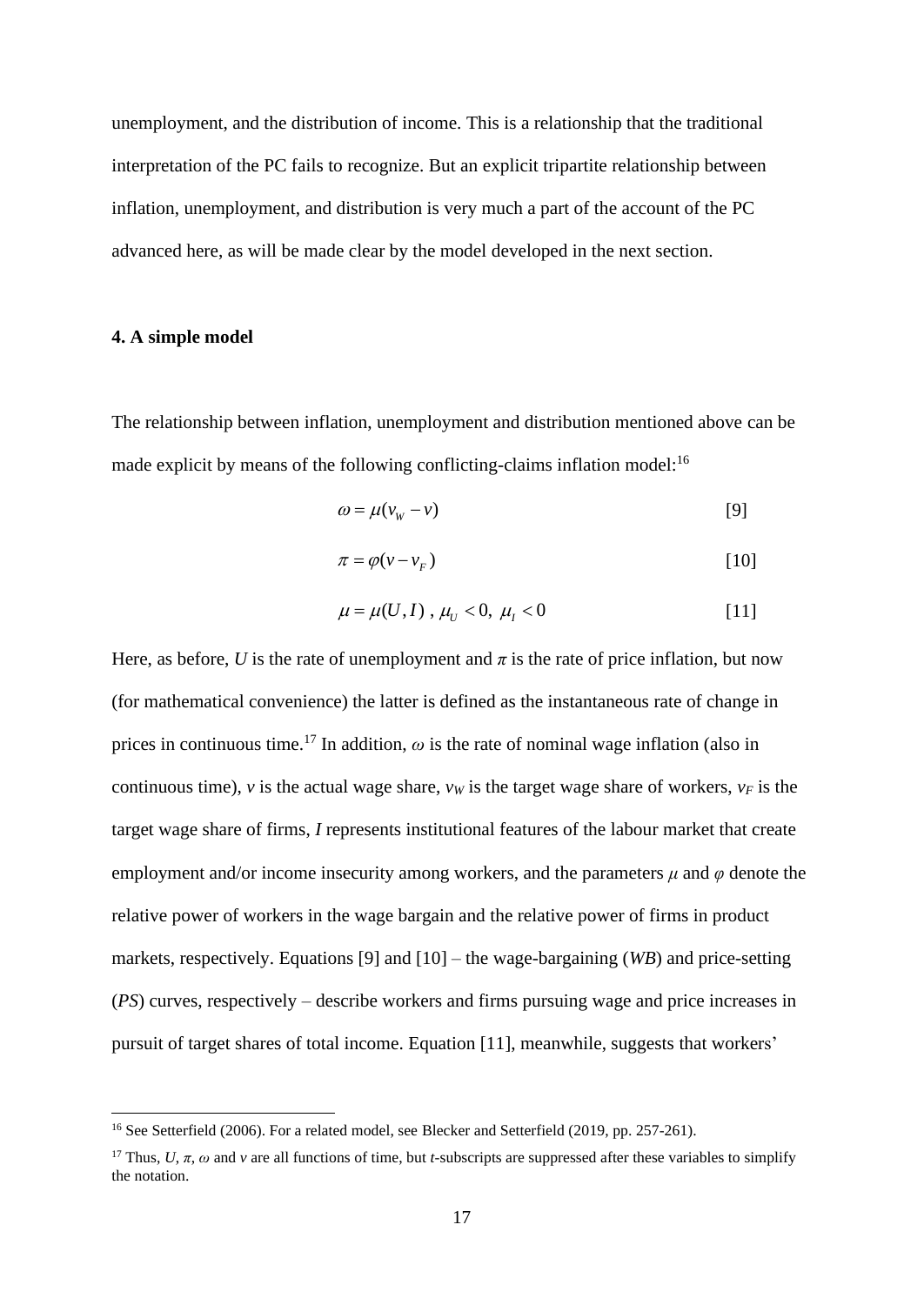unemployment, and the distribution of income. This is a relationship that the traditional interpretation of the PC fails to recognize. But an explicit tripartite relationship between inflation, unemployment, and distribution is very much a part of the account of the PC advanced here, as will be made clear by the model developed in the next section.

## 4. A simple model

The relationship between inflation, unemployment and distribution mentioned above can be made explicit by means of the following conflicting-claims inflation model:[16]

$$\omega = \mu(v_W - v) \quad [9]$$

$$\pi = \varphi(v - v_F) \quad [10]$$

$$\mu = \mu(U, I)\ ,\ \mu_U < 0,\ \mu_I < 0 \quad [11]$$

Here, as before, $U$ is the rate of unemployment and $\pi$ is the rate of price inflation, but now (for mathematical convenience) the latter is defined as the instantaneous rate of change in prices in continuous time.[17] In addition, $\omega$ is the rate of nominal wage inflation (also in continuous time), $v$ is the actual wage share, $v_W$ is the target wage share of workers, $v_F$ is the target wage share of firms, $I$ represents institutional features of the labour market that create employment and/or income insecurity among workers, and the parameters $\mu$ and $\varphi$ denote the relative power of workers in the wage bargain and the relative power of firms in product markets, respectively. Equations [9] and [10] – the wage-bargaining (*WB*) and price-setting (*PS*) curves, respectively – describe workers and firms pursuing wage and price increases in pursuit of target shares of total income. Equation [11], meanwhile, suggests that workers'

[16] See Setterfield (2006). For a related model, see Blecker and Setterfield (2019, pp. 257-261).

[17] Thus, $U$, $\pi$, $\omega$ and $v$ are all functions of time, but $t$-subscripts are suppressed after these variables to simplify the notation.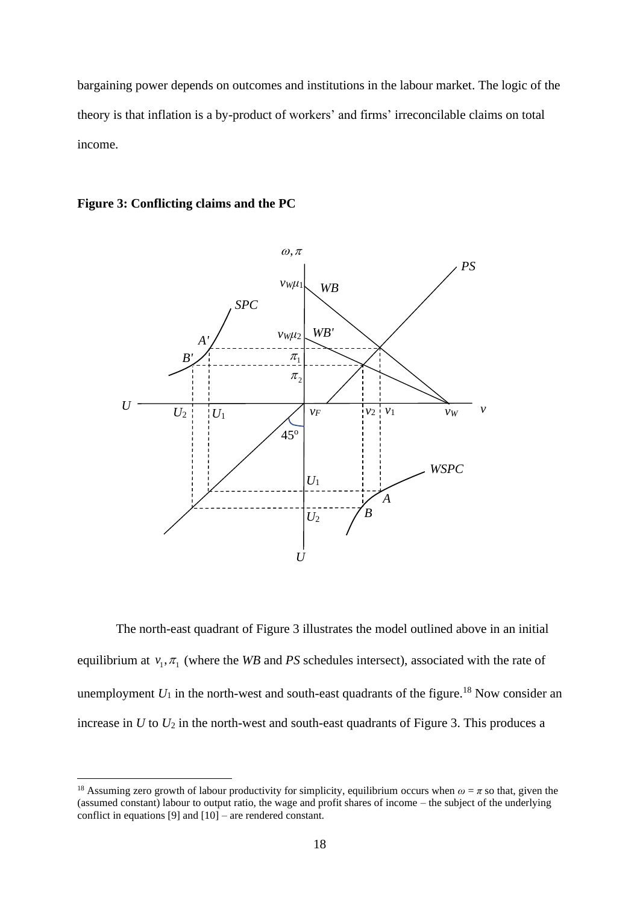bargaining power depends on outcomes and institutions in the labour market. The logic of the theory is that inflation is a by-product of workers' and firms' irreconcilable claims on total income.

**Figure 3: Conflicting claims and the PC**

The north-east quadrant of Figure 3 illustrates the model outlined above in an initial equilibrium at $v_1, \pi_1$ (where the *WB* and *PS* schedules intersect), associated with the rate of unemployment $U_1$ in the north-west and south-east quadrants of the figure.[18] Now consider an increase in $U$ to $U_2$ in the north-west and south-east quadrants of Figure 3. This produces a

[18] Assuming zero growth of labour productivity for simplicity, equilibrium occurs when $\omega = \pi$ so that, given the (assumed constant) labour to output ratio, the wage and profit shares of income – the subject of the underlying conflict in equations [9] and [10] – are rendered constant.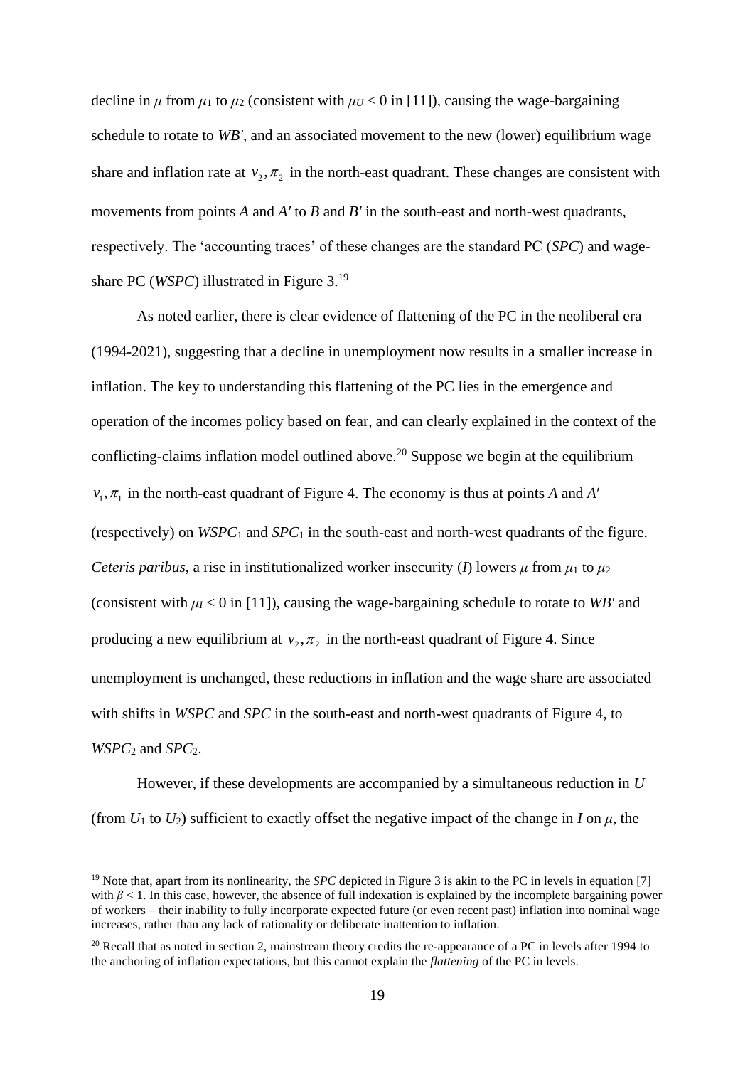decline in $\mu$ from $\mu_1$ to $\mu_2$ (consistent with $\mu_U < 0$ in [11]), causing the wage-bargaining schedule to rotate to *WB′*, and an associated movement to the new (lower) equilibrium wage share and inflation rate at $v_2, \pi_2$ in the north-east quadrant. These changes are consistent with movements from points *A* and *A′* to *B* and *B′* in the south-east and north-west quadrants, respectively. The 'accounting traces' of these changes are the standard PC (*SPC*) and wage-share PC (*WSPC*) illustrated in Figure 3.[19]

As noted earlier, there is clear evidence of flattening of the PC in the neoliberal era (1994-2021), suggesting that a decline in unemployment now results in a smaller increase in inflation. The key to understanding this flattening of the PC lies in the emergence and operation of the incomes policy based on fear, and can clearly explained in the context of the conflicting-claims inflation model outlined above.[20] Suppose we begin at the equilibrium $v_1, \pi_1$ in the north-east quadrant of Figure 4. The economy is thus at points *A* and *A′* (respectively) on $WSPC_1$ and $SPC_1$ in the south-east and north-west quadrants of the figure. *Ceteris paribus*, a rise in institutionalized worker insecurity (*I*) lowers $\mu$ from $\mu_1$ to $\mu_2$ (consistent with $\mu_I < 0$ in [11]), causing the wage-bargaining schedule to rotate to *WB′* and producing a new equilibrium at $v_2, \pi_2$ in the north-east quadrant of Figure 4. Since unemployment is unchanged, these reductions in inflation and the wage share are associated with shifts in *WSPC* and *SPC* in the south-east and north-west quadrants of Figure 4, to $WSPC_2$ and $SPC_2$.

However, if these developments are accompanied by a simultaneous reduction in *U* (from $U_1$ to $U_2$) sufficient to exactly offset the negative impact of the change in *I* on $\mu$, the

[19] Note that, apart from its nonlinearity, the *SPC* depicted in Figure 3 is akin to the PC in levels in equation [7] with $\beta < 1$. In this case, however, the absence of full indexation is explained by the incomplete bargaining power of workers – their inability to fully incorporate expected future (or even recent past) inflation into nominal wage increases, rather than any lack of rationality or deliberate inattention to inflation.

[20] Recall that as noted in section 2, mainstream theory credits the re-appearance of a PC in levels after 1994 to the anchoring of inflation expectations, but this cannot explain the *flattening* of the PC in levels.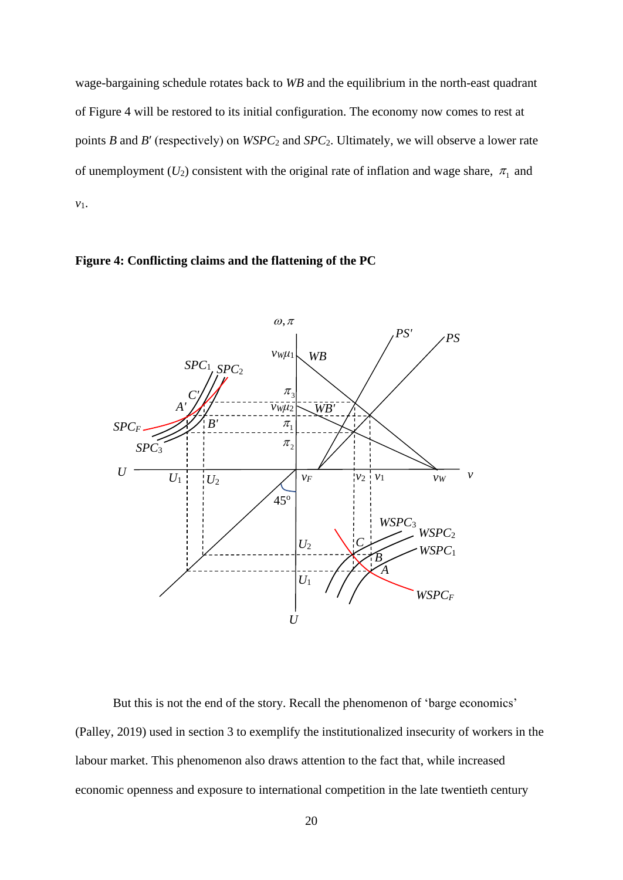wage-bargaining schedule rotates back to *WB* and the equilibrium in the north-east quadrant of Figure 4 will be restored to its initial configuration. The economy now comes to rest at points *B* and *B*′ (respectively) on $WSPC_2$ and $SPC_2$. Ultimately, we will observe a lower rate of unemployment ($U_2$) consistent with the original rate of inflation and wage share, $\pi_1$ and $v_1$.

**Figure 4: Conflicting claims and the flattening of the PC**

But this is not the end of the story. Recall the phenomenon of 'barge economics' (Palley, 2019) used in section 3 to exemplify the institutionalized insecurity of workers in the labour market. This phenomenon also draws attention to the fact that, while increased economic openness and exposure to international competition in the late twentieth century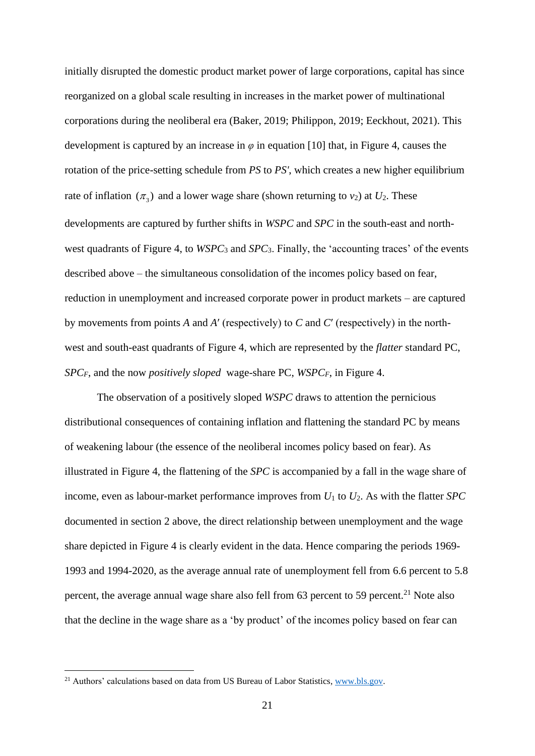initially disrupted the domestic product market power of large corporations, capital has since reorganized on a global scale resulting in increases in the market power of multinational corporations during the neoliberal era (Baker, 2019; Philippon, 2019; Eeckhout, 2021). This development is captured by an increase in $\varphi$ in equation [10] that, in Figure 4, causes the rotation of the price-setting schedule from *PS* to *PS′*, which creates a new higher equilibrium rate of inflation $(\pi_3)$ and a lower wage share (shown returning to $v_2$) at $U_2$. These developments are captured by further shifts in *WSPC* and *SPC* in the south-east and north-west quadrants of Figure 4, to $WSPC_3$ and $SPC_3$. Finally, the 'accounting traces' of the events described above – the simultaneous consolidation of the incomes policy based on fear, reduction in unemployment and increased corporate power in product markets – are captured by movements from points *A* and *A′* (respectively) to *C* and *C′* (respectively) in the north-west and south-east quadrants of Figure 4, which are represented by the *flatter* standard PC, $SPC_F$, and the now *positively sloped* wage-share PC, $WSPC_F$, in Figure 4.

The observation of a positively sloped *WSPC* draws to attention the pernicious distributional consequences of containing inflation and flattening the standard PC by means of weakening labour (the essence of the neoliberal incomes policy based on fear). As illustrated in Figure 4, the flattening of the *SPC* is accompanied by a fall in the wage share of income, even as labour-market performance improves from $U_1$ to $U_2$. As with the flatter *SPC* documented in section 2 above, the direct relationship between unemployment and the wage share depicted in Figure 4 is clearly evident in the data. Hence comparing the periods 1969-1993 and 1994-2020, as the average annual rate of unemployment fell from 6.6 percent to 5.8 percent, the average annual wage share also fell from 63 percent to 59 percent.[21] Note also that the decline in the wage share as a 'by product' of the incomes policy based on fear can

[21] Authors' calculations based on data from US Bureau of Labor Statistics, www.bls.gov.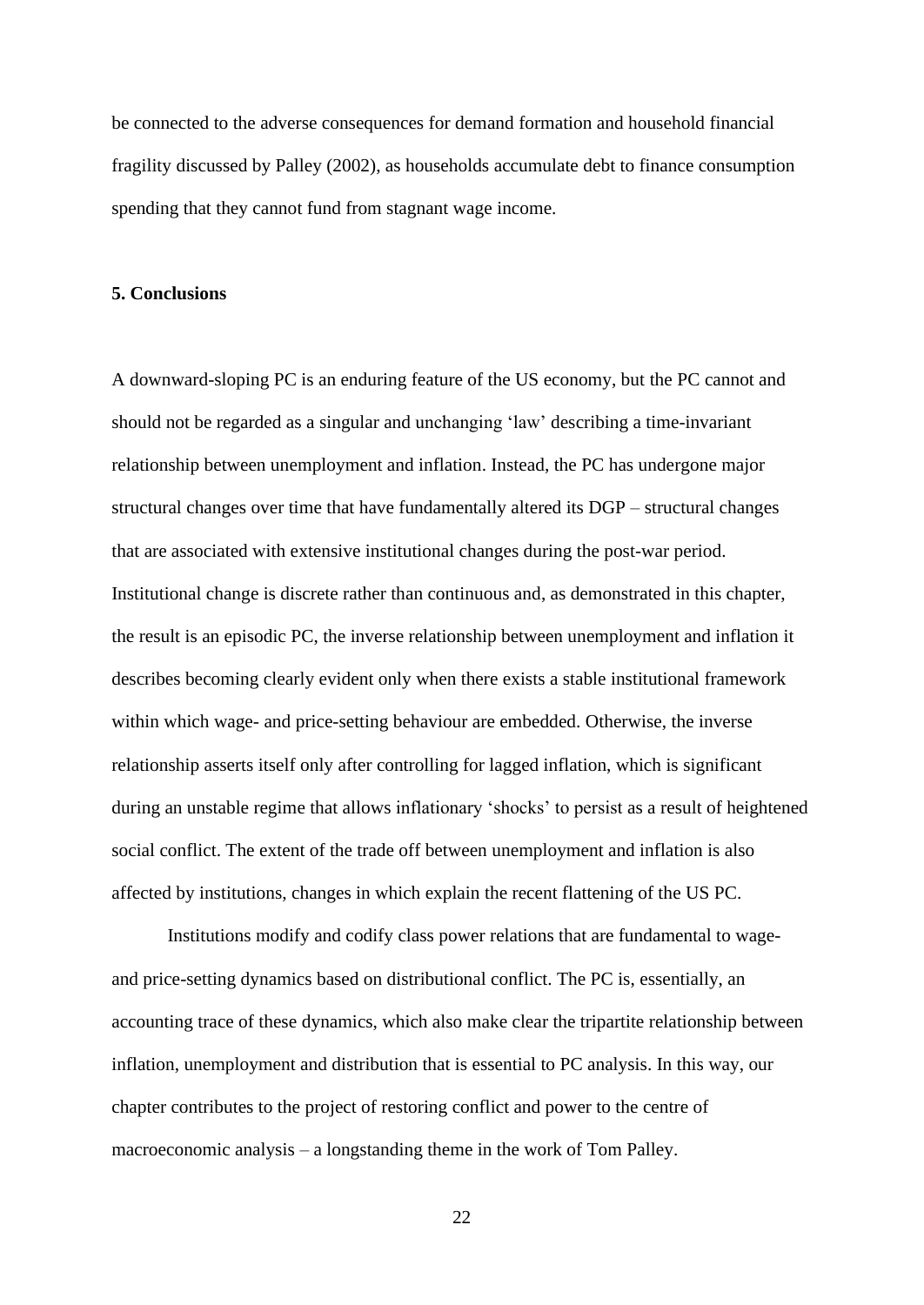be connected to the adverse consequences for demand formation and household financial fragility discussed by Palley (2002), as households accumulate debt to finance consumption spending that they cannot fund from stagnant wage income.

## 5. Conclusions

A downward-sloping PC is an enduring feature of the US economy, but the PC cannot and should not be regarded as a singular and unchanging 'law' describing a time-invariant relationship between unemployment and inflation. Instead, the PC has undergone major structural changes over time that have fundamentally altered its DGP – structural changes that are associated with extensive institutional changes during the post-war period. Institutional change is discrete rather than continuous and, as demonstrated in this chapter, the result is an episodic PC, the inverse relationship between unemployment and inflation it describes becoming clearly evident only when there exists a stable institutional framework within which wage- and price-setting behaviour are embedded. Otherwise, the inverse relationship asserts itself only after controlling for lagged inflation, which is significant during an unstable regime that allows inflationary 'shocks' to persist as a result of heightened social conflict. The extent of the trade off between unemployment and inflation is also affected by institutions, changes in which explain the recent flattening of the US PC.

Institutions modify and codify class power relations that are fundamental to wage- and price-setting dynamics based on distributional conflict. The PC is, essentially, an accounting trace of these dynamics, which also make clear the tripartite relationship between inflation, unemployment and distribution that is essential to PC analysis. In this way, our chapter contributes to the project of restoring conflict and power to the centre of macroeconomic analysis – a longstanding theme in the work of Tom Palley.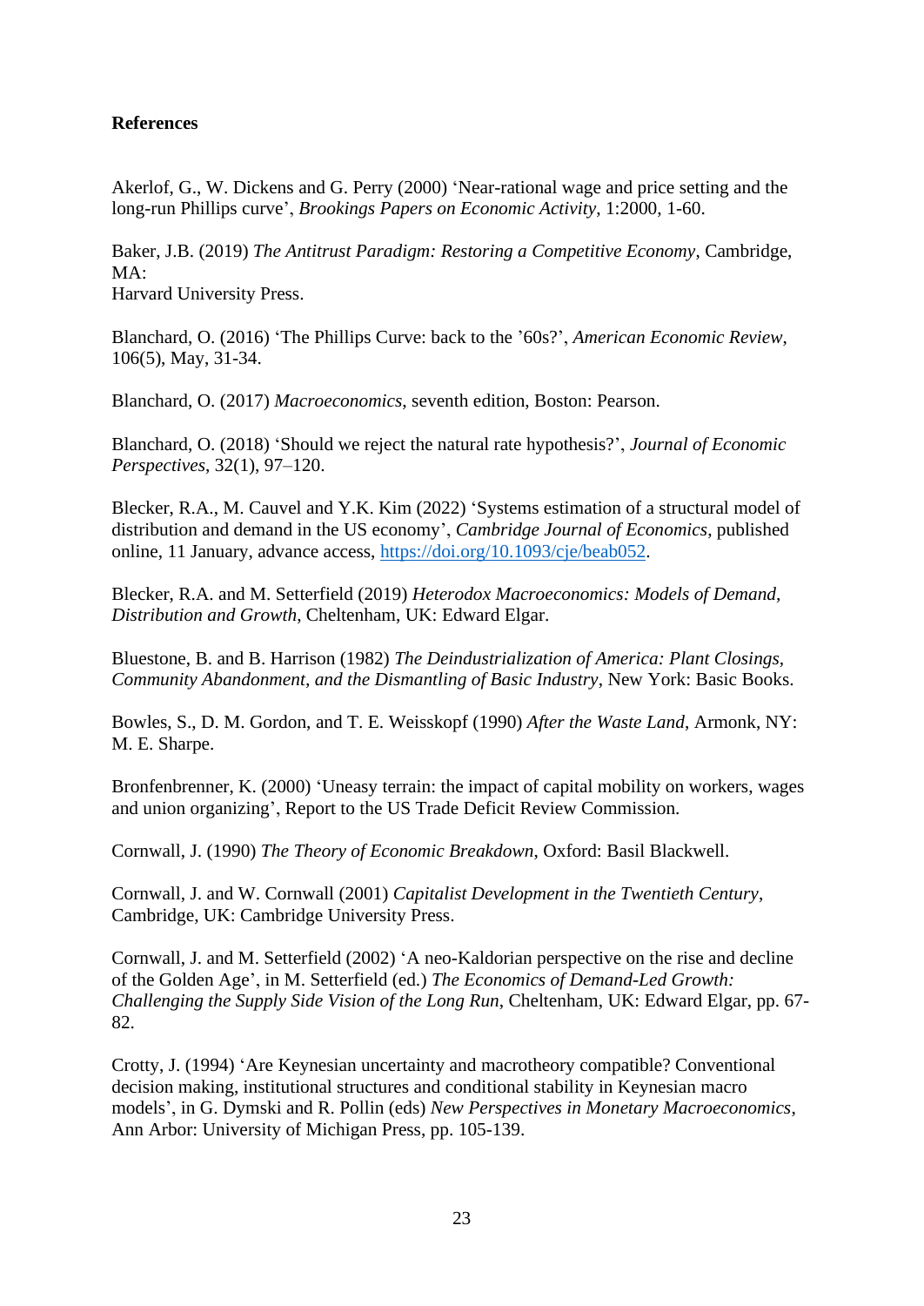**References**

Akerlof, G., W. Dickens and G. Perry (2000) 'Near-rational wage and price setting and the long-run Phillips curve', *Brookings Papers on Economic Activity*, 1:2000, 1-60.

Baker, J.B. (2019) *The Antitrust Paradigm: Restoring a Competitive Economy*, Cambridge, MA:
Harvard University Press.

Blanchard, O. (2016) 'The Phillips Curve: back to the '60s?', *American Economic Review*, 106(5), May, 31-34.

Blanchard, O. (2017) *Macroeconomics*, seventh edition, Boston: Pearson.

Blanchard, O. (2018) 'Should we reject the natural rate hypothesis?', *Journal of Economic Perspectives*, 32(1), 97–120.

Blecker, R.A., M. Cauvel and Y.K. Kim (2022) 'Systems estimation of a structural model of distribution and demand in the US economy', *Cambridge Journal of Economics*, published online, 11 January, advance access, https://doi.org/10.1093/cje/beab052.

Blecker, R.A. and M. Setterfield (2019) *Heterodox Macroeconomics: Models of Demand, Distribution and Growth*, Cheltenham, UK: Edward Elgar.

Bluestone, B. and B. Harrison (1982) *The Deindustrialization of America: Plant Closings, Community Abandonment, and the Dismantling of Basic Industry*, New York: Basic Books.

Bowles, S., D. M. Gordon, and T. E. Weisskopf (1990) *After the Waste Land*, Armonk, NY: M. E. Sharpe.

Bronfenbrenner, K. (2000) 'Uneasy terrain: the impact of capital mobility on workers, wages and union organizing', Report to the US Trade Deficit Review Commission.

Cornwall, J. (1990) *The Theory of Economic Breakdown*, Oxford: Basil Blackwell.

Cornwall, J. and W. Cornwall (2001) *Capitalist Development in the Twentieth Century*, Cambridge, UK: Cambridge University Press.

Cornwall, J. and M. Setterfield (2002) 'A neo-Kaldorian perspective on the rise and decline of the Golden Age', in M. Setterfield (ed.) *The Economics of Demand-Led Growth: Challenging the Supply Side Vision of the Long Run*, Cheltenham, UK: Edward Elgar, pp. 67-82.

Crotty, J. (1994) 'Are Keynesian uncertainty and macrotheory compatible? Conventional decision making, institutional structures and conditional stability in Keynesian macro models', in G. Dymski and R. Pollin (eds) *New Perspectives in Monetary Macroeconomics*, Ann Arbor: University of Michigan Press, pp. 105-139.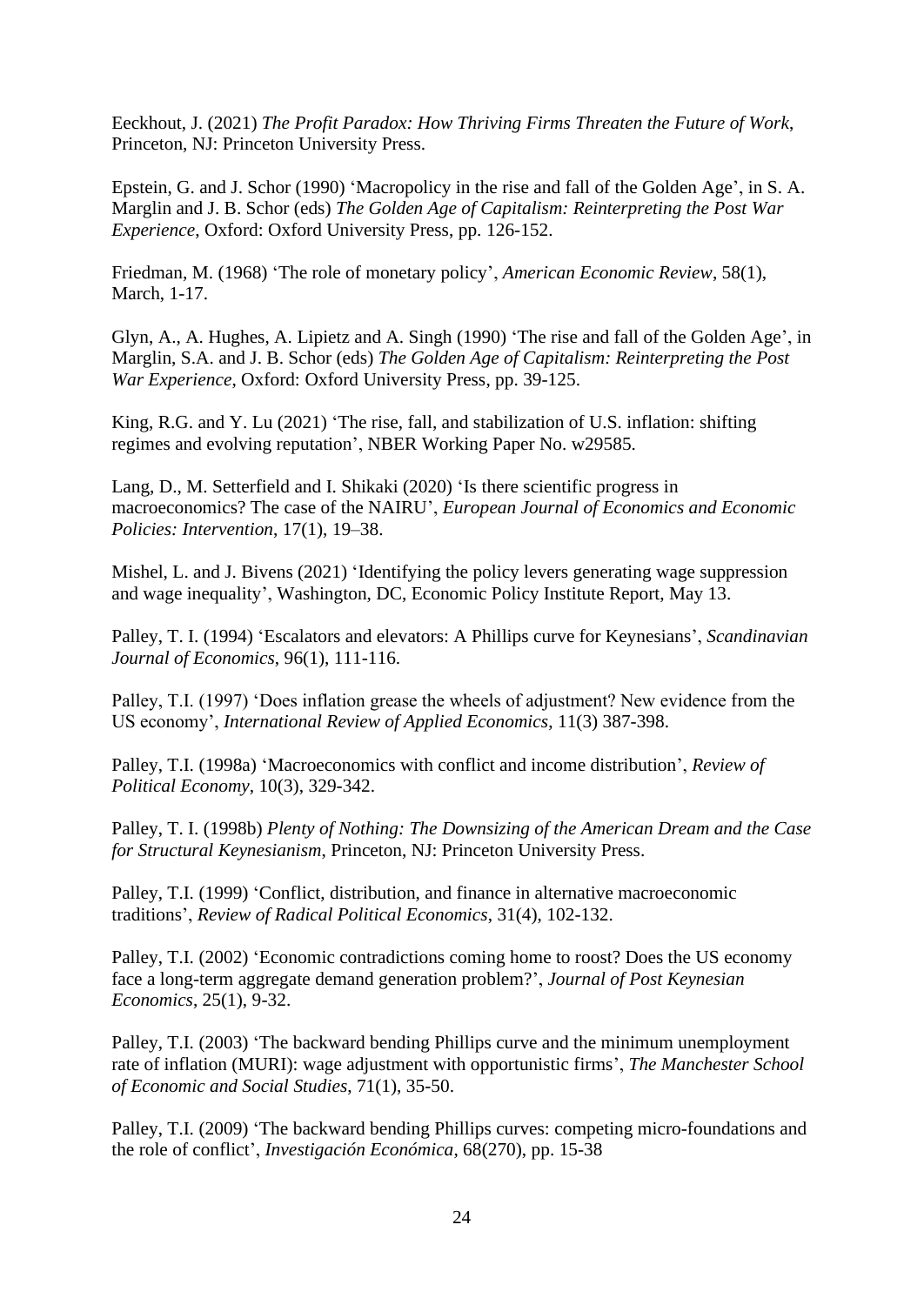Eeckhout, J. (2021) *The Profit Paradox: How Thriving Firms Threaten the Future of Work*, Princeton, NJ: Princeton University Press.

Epstein, G. and J. Schor (1990) 'Macropolicy in the rise and fall of the Golden Age', in S. A. Marglin and J. B. Schor (eds) *The Golden Age of Capitalism: Reinterpreting the Post War Experience*, Oxford: Oxford University Press, pp. 126-152.

Friedman, M. (1968) 'The role of monetary policy', *American Economic Review*, 58(1), March, 1-17.

Glyn, A., A. Hughes, A. Lipietz and A. Singh (1990) 'The rise and fall of the Golden Age', in Marglin, S.A. and J. B. Schor (eds) *The Golden Age of Capitalism: Reinterpreting the Post War Experience*, Oxford: Oxford University Press, pp. 39-125.

King, R.G. and Y. Lu (2021) 'The rise, fall, and stabilization of U.S. inflation: shifting regimes and evolving reputation', NBER Working Paper No. w29585.

Lang, D., M. Setterfield and I. Shikaki (2020) 'Is there scientific progress in macroeconomics? The case of the NAIRU', *European Journal of Economics and Economic Policies: Intervention*, 17(1), 19–38.

Mishel, L. and J. Bivens (2021) 'Identifying the policy levers generating wage suppression and wage inequality', Washington, DC, Economic Policy Institute Report, May 13.

Palley, T. I. (1994) 'Escalators and elevators: A Phillips curve for Keynesians', *Scandinavian Journal of Economics*, 96(1), 111-116.

Palley, T.I. (1997) 'Does inflation grease the wheels of adjustment? New evidence from the US economy', *International Review of Applied Economics*, 11(3) 387-398.

Palley, T.I. (1998a) 'Macroeconomics with conflict and income distribution', *Review of Political Economy*, 10(3), 329-342.

Palley, T. I. (1998b) *Plenty of Nothing: The Downsizing of the American Dream and the Case for Structural Keynesianism*, Princeton, NJ: Princeton University Press.

Palley, T.I. (1999) 'Conflict, distribution, and finance in alternative macroeconomic traditions', *Review of Radical Political Economics*, 31(4), 102-132.

Palley, T.I. (2002) 'Economic contradictions coming home to roost? Does the US economy face a long-term aggregate demand generation problem?', *Journal of Post Keynesian Economics*, 25(1), 9-32.

Palley, T.I. (2003) 'The backward bending Phillips curve and the minimum unemployment rate of inflation (MURI): wage adjustment with opportunistic firms', *The Manchester School of Economic and Social Studies*, 71(1), 35-50.

Palley, T.I. (2009) 'The backward bending Phillips curves: competing micro-foundations and the role of conflict', *Investigación Económica*, 68(270), pp. 15-38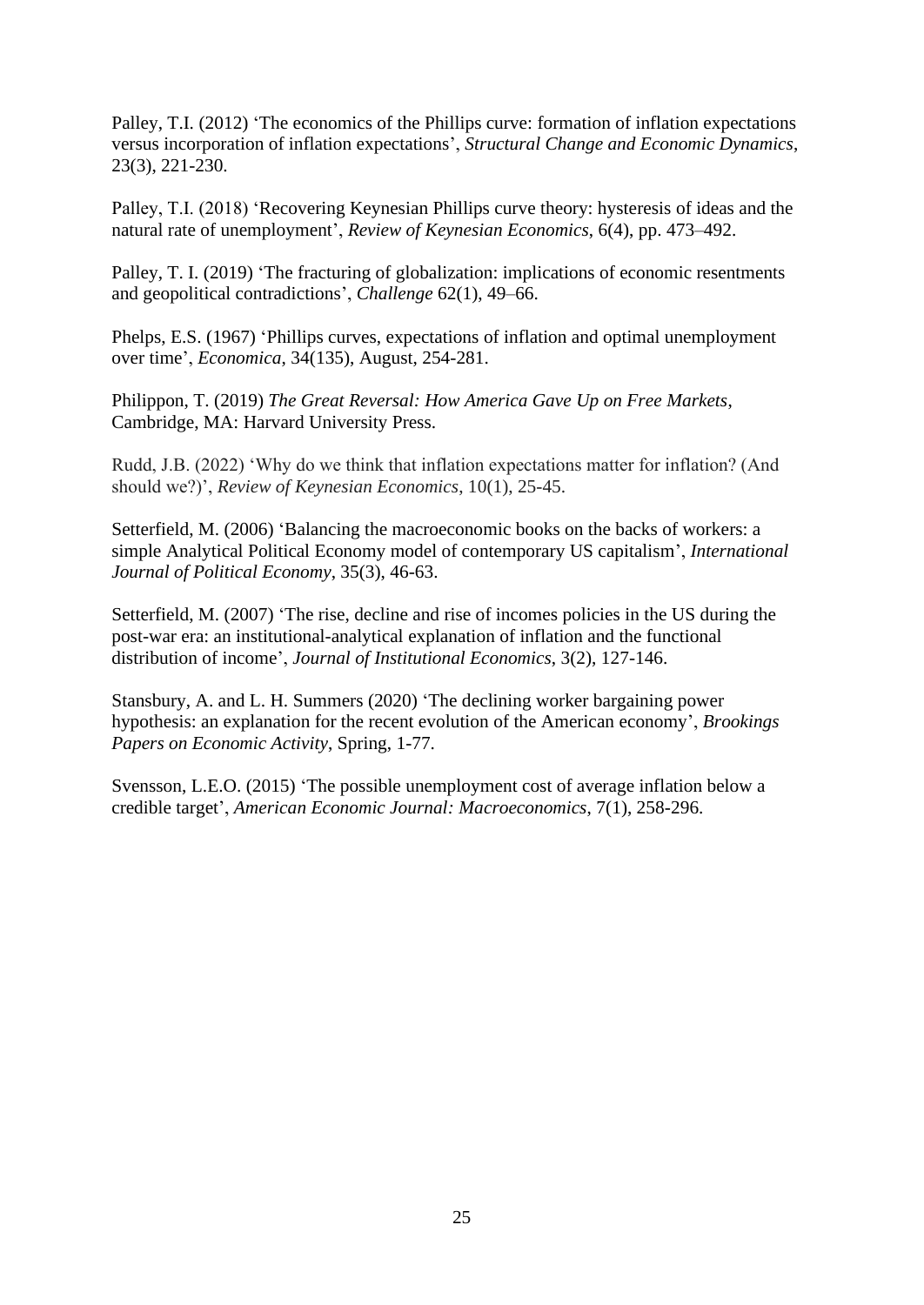Palley, T.I. (2012) 'The economics of the Phillips curve: formation of inflation expectations versus incorporation of inflation expectations', *Structural Change and Economic Dynamics*, 23(3), 221-230.

Palley, T.I. (2018) 'Recovering Keynesian Phillips curve theory: hysteresis of ideas and the natural rate of unemployment', *Review of Keynesian Economics*, 6(4), pp. 473–492.

Palley, T. I. (2019) 'The fracturing of globalization: implications of economic resentments and geopolitical contradictions', *Challenge* 62(1), 49–66.

Phelps, E.S. (1967) 'Phillips curves, expectations of inflation and optimal unemployment over time', *Economica*, 34(135), August, 254-281.

Philippon, T. (2019) *The Great Reversal: How America Gave Up on Free Markets*, Cambridge, MA: Harvard University Press.

Rudd, J.B. (2022) 'Why do we think that inflation expectations matter for inflation? (And should we?)', *Review of Keynesian Economics*, 10(1), 25-45.

Setterfield, M. (2006) 'Balancing the macroeconomic books on the backs of workers: a simple Analytical Political Economy model of contemporary US capitalism', *International Journal of Political Economy*, 35(3), 46-63.

Setterfield, M. (2007) 'The rise, decline and rise of incomes policies in the US during the post-war era: an institutional-analytical explanation of inflation and the functional distribution of income', *Journal of Institutional Economics*, 3(2), 127-146.

Stansbury, A. and L. H. Summers (2020) 'The declining worker bargaining power hypothesis: an explanation for the recent evolution of the American economy', *Brookings Papers on Economic Activity*, Spring, 1-77.

Svensson, L.E.O. (2015) 'The possible unemployment cost of average inflation below a credible target', *American Economic Journal: Macroeconomics*, 7(1), 258-296.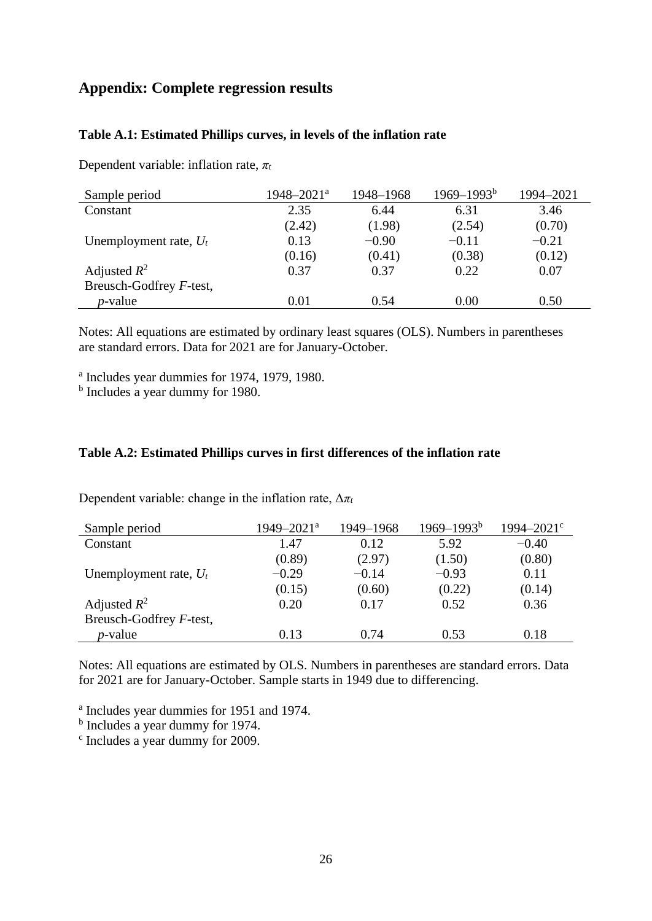## Appendix: Complete regression results

### Table A.1: Estimated Phillips curves, in levels of the inflation rate

Dependent variable: inflation rate, $\pi_t$

| Sample period | 1948–2021[a] | 1948–1968 | 1969–1993[b] | 1994–2021 |
|---|---|---|---|---|
| Constant | 2.35 | 6.44 | 6.31 | 3.46 |
| | (2.42) | (1.98) | (2.54) | (0.70) |
| Unemployment rate, $U_t$ | 0.13 | −0.90 | −0.11 | −0.21 |
| | (0.16) | (0.41) | (0.38) | (0.12) |
| Adjusted $R^2$ | 0.37 | 0.37 | 0.22 | 0.07 |
| Breusch-Godfrey $F$-test, $p$-value | 0.01 | 0.54 | 0.00 | 0.50 |

Notes: All equations are estimated by ordinary least squares (OLS). Numbers in parentheses are standard errors. Data for 2021 are for January-October.

[a] Includes year dummies for 1974, 1979, 1980.
[b] Includes a year dummy for 1980.

### Table A.2: Estimated Phillips curves in first differences of the inflation rate

Dependent variable: change in the inflation rate, $\Delta\pi_t$

| Sample period | 1949–2021[a] | 1949–1968 | 1969–1993[b] | 1994–2021[c] |
|---|---|---|---|---|
| Constant | 1.47 | 0.12 | 5.92 | −0.40 |
| | (0.89) | (2.97) | (1.50) | (0.80) |
| Unemployment rate, $U_t$ | −0.29 | −0.14 | −0.93 | 0.11 |
| | (0.15) | (0.60) | (0.22) | (0.14) |
| Adjusted $R^2$ | 0.20 | 0.17 | 0.52 | 0.36 |
| Breusch-Godfrey $F$-test, $p$-value | 0.13 | 0.74 | 0.53 | 0.18 |

Notes: All equations are estimated by OLS. Numbers in parentheses are standard errors. Data for 2021 are for January-October. Sample starts in 1949 due to differencing.

[a] Includes year dummies for 1951 and 1974.
[b] Includes a year dummy for 1974.
[c] Includes a year dummy for 2009.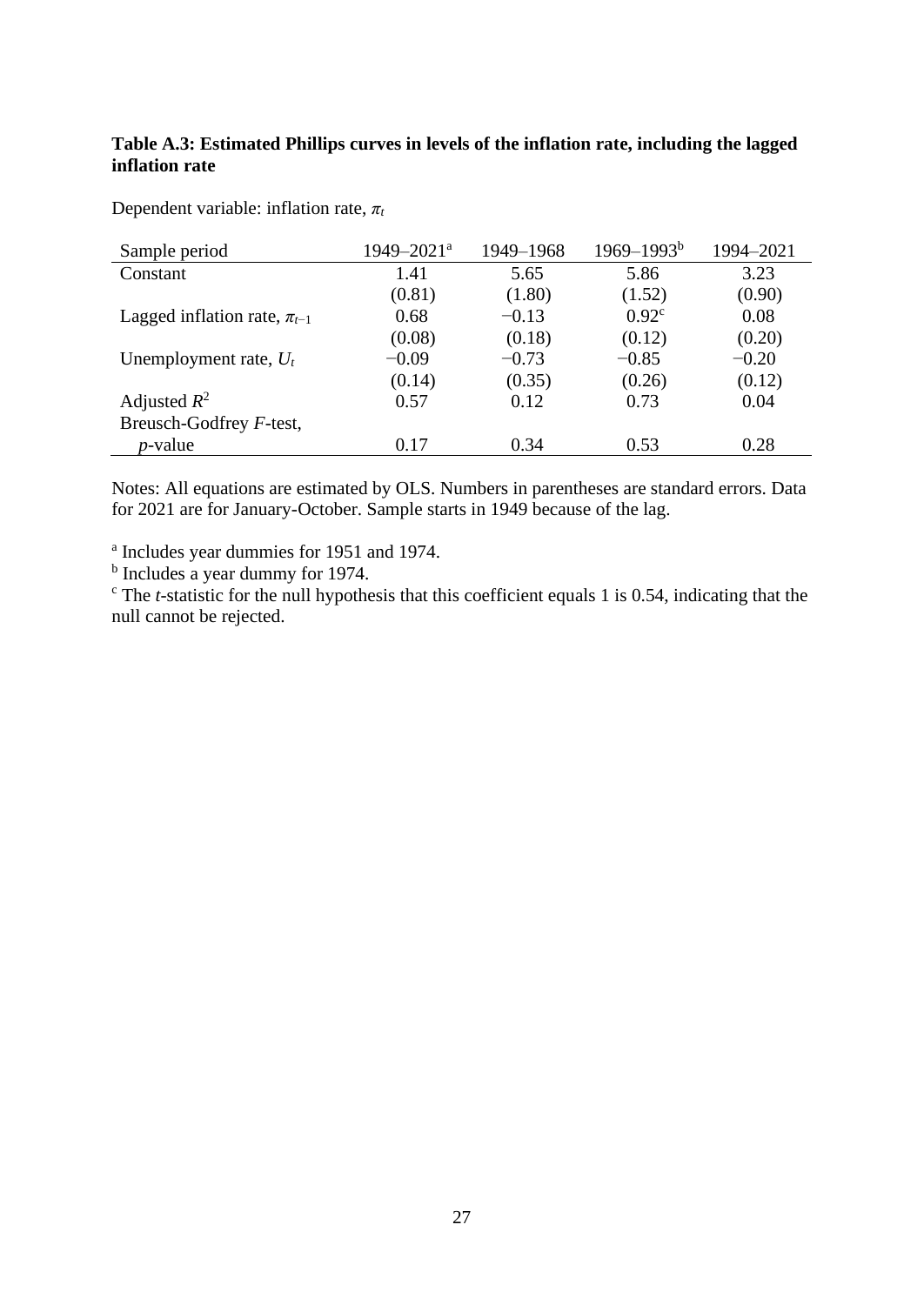**Table A.3: Estimated Phillips curves in levels of the inflation rate, including the lagged inflation rate**

Dependent variable: inflation rate, $\pi_t$

| Sample period | 1949–2021[a] | 1949–1968 | 1969–1993[b] | 1994–2021 |
|---|---|---|---|---|
| Constant | 1.41 | 5.65 | 5.86 | 3.23 |
| | (0.81) | (1.80) | (1.52) | (0.90) |
| Lagged inflation rate, $\pi_{t-1}$ | 0.68 | −0.13 | 0.92[c] | 0.08 |
| | (0.08) | (0.18) | (0.12) | (0.20) |
| Unemployment rate, $U_t$ | −0.09 | −0.73 | −0.85 | −0.20 |
| | (0.14) | (0.35) | (0.26) | (0.12) |
| Adjusted $R^2$ | 0.57 | 0.12 | 0.73 | 0.04 |
| Breusch-Godfrey $F$-test, | | | | |
| $p$-value | 0.17 | 0.34 | 0.53 | 0.28 |

Notes: All equations are estimated by OLS. Numbers in parentheses are standard errors. Data for 2021 are for January-October. Sample starts in 1949 because of the lag.

[a] Includes year dummies for 1951 and 1974.
[b] Includes a year dummy for 1974.
[c] The $t$-statistic for the null hypothesis that this coefficient equals 1 is 0.54, indicating that the null cannot be rejected.